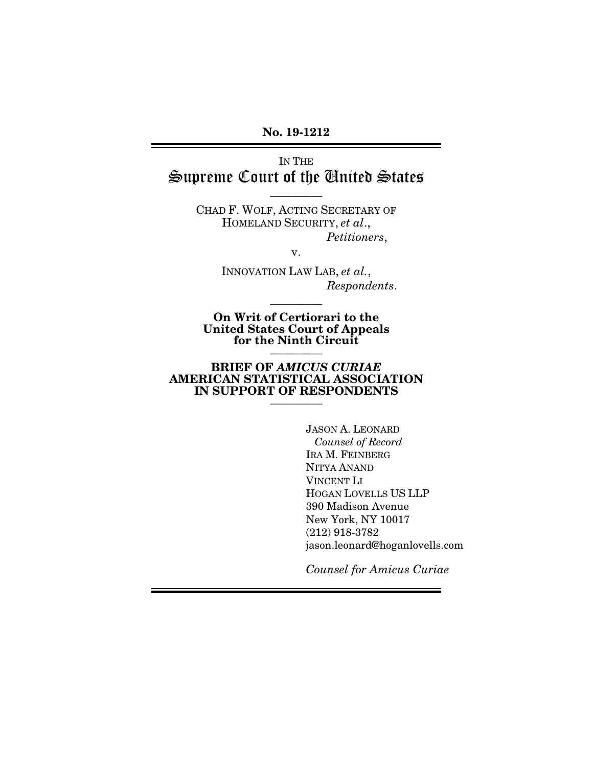**No. 19-1212**

IN THE

# Supreme Court of the United States

CHAD F. WOLF, ACTING SECRETARY OF HOMELAND SECURITY, *et al.*,
*Petitioners*,

v.

INNOVATION LAW LAB, *et al.*,
*Respondents*.

**On Writ of Certiorari to the United States Court of Appeals for the Ninth Circuit**

**BRIEF OF *AMICUS CURIAE* AMERICAN STATISTICAL ASSOCIATION IN SUPPORT OF RESPONDENTS**

JASON A. LEONARD
*Counsel of Record*
IRA M. FEINBERG
NITYA ANAND
VINCENT LI
HOGAN LOVELLS US LLP
390 Madison Avenue
New York, NY 10017
(212) 918-3782
jason.leonard@hoganlovells.com

*Counsel for Amicus Curiae*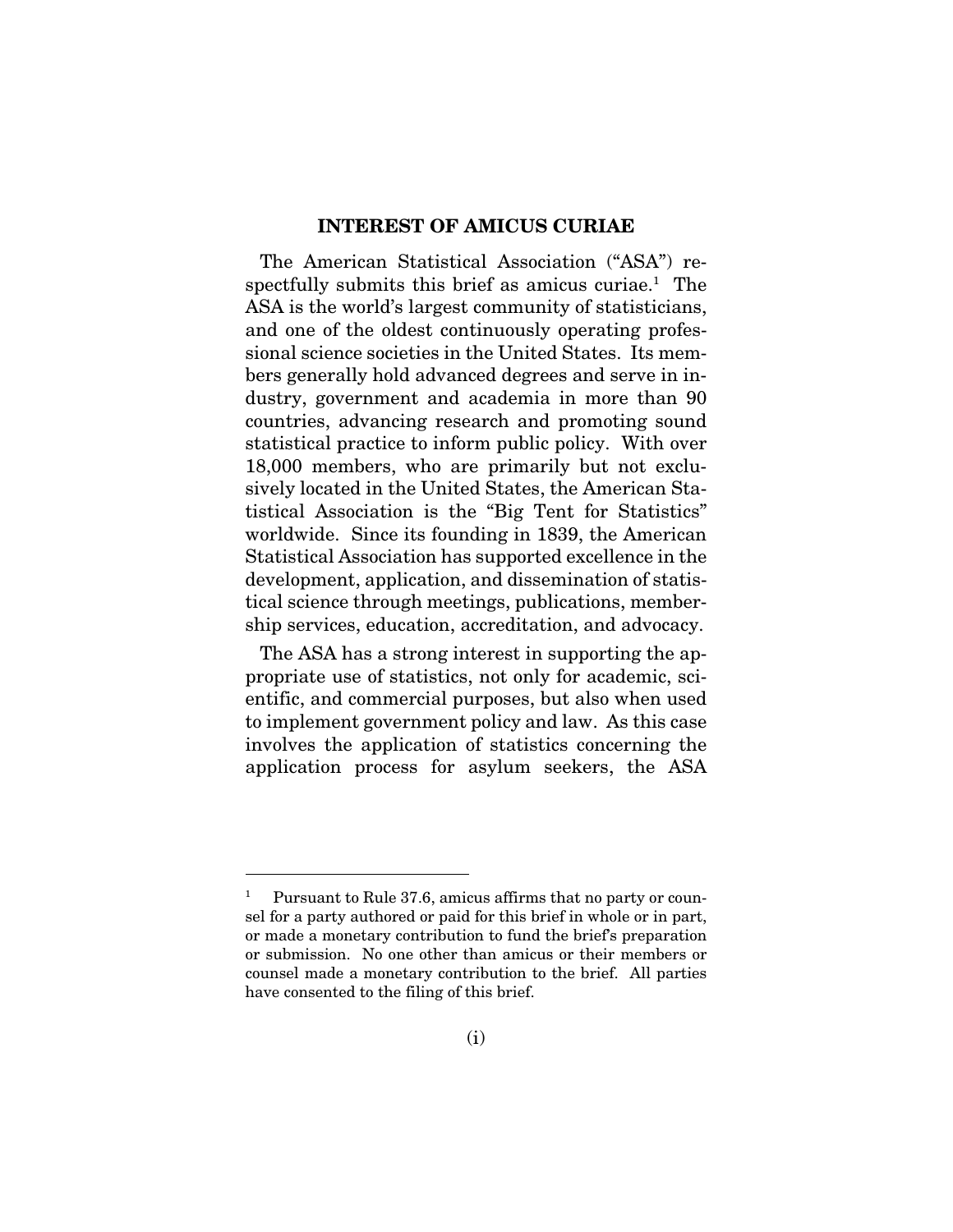## INTEREST OF AMICUS CURIAE

The American Statistical Association ("ASA") respectfully submits this brief as amicus curiae.[1] The ASA is the world's largest community of statisticians, and one of the oldest continuously operating professional science societies in the United States. Its members generally hold advanced degrees and serve in industry, government and academia in more than 90 countries, advancing research and promoting sound statistical practice to inform public policy. With over 18,000 members, who are primarily but not exclusively located in the United States, the American Statistical Association is the "Big Tent for Statistics" worldwide. Since its founding in 1839, the American Statistical Association has supported excellence in the development, application, and dissemination of statistical science through meetings, publications, membership services, education, accreditation, and advocacy.

The ASA has a strong interest in supporting the appropriate use of statistics, not only for academic, scientific, and commercial purposes, but also when used to implement government policy and law. As this case involves the application of statistics concerning the application process for asylum seekers, the ASA

---

[1] Pursuant to Rule 37.6, amicus affirms that no party or counsel for a party authored or paid for this brief in whole or in part, or made a monetary contribution to fund the brief's preparation or submission. No one other than amicus or their members or counsel made a monetary contribution to the brief. All parties have consented to the filing of this brief.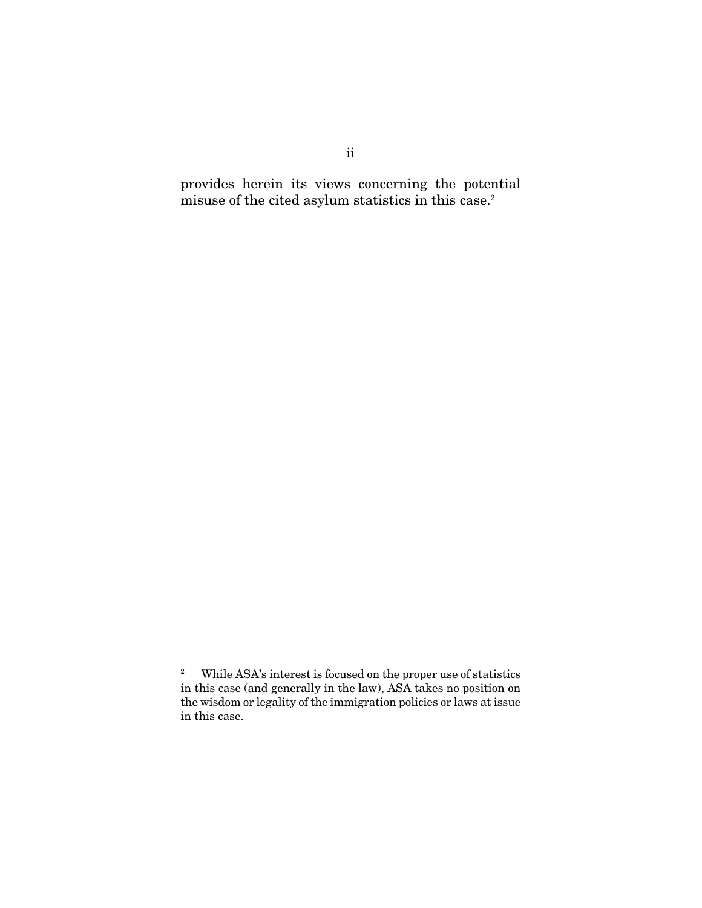provides herein its views concerning the potential misuse of the cited asylum statistics in this case.[2]

[2] While ASA's interest is focused on the proper use of statistics in this case (and generally in the law), ASA takes no position on the wisdom or legality of the immigration policies or laws at issue in this case.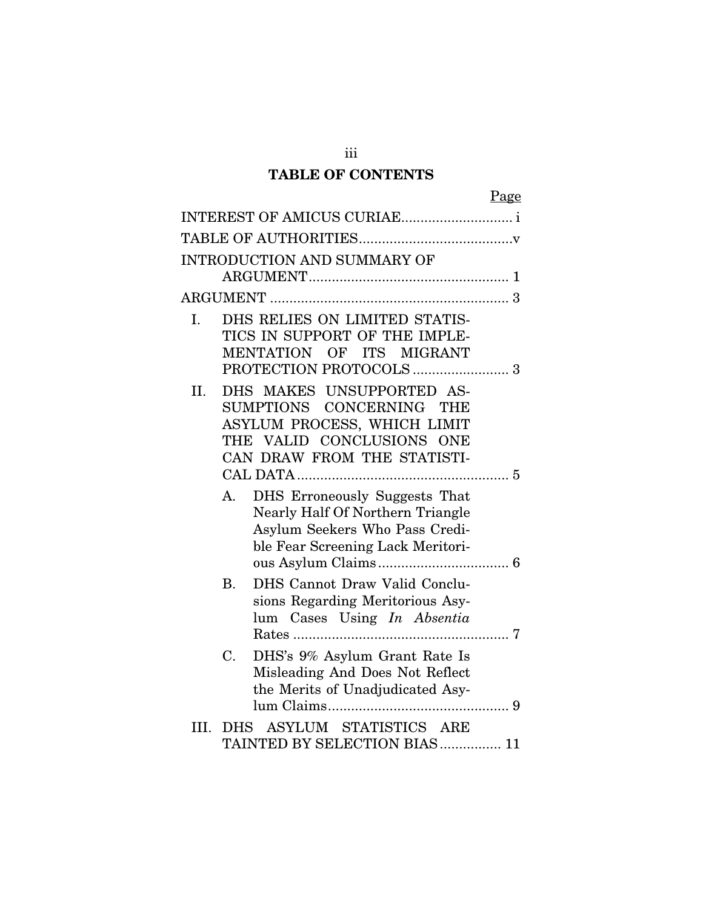## TABLE OF CONTENTS

| | Page |
|---|---|
| INTEREST OF AMICUS CURIAE | i |
| TABLE OF AUTHORITIES | v |
| INTRODUCTION AND SUMMARY OF ARGUMENT | 1 |
| ARGUMENT | 3 |
| I. DHS RELIES ON LIMITED STATISTICS IN SUPPORT OF THE IMPLEMENTATION OF ITS MIGRANT PROTECTION PROTOCOLS | 3 |
| II. DHS MAKES UNSUPPORTED ASSUMPTIONS CONCERNING THE ASYLUM PROCESS, WHICH LIMIT THE VALID CONCLUSIONS ONE CAN DRAW FROM THE STATISTICAL DATA | 5 |
| A. DHS Erroneously Suggests That Nearly Half Of Northern Triangle Asylum Seekers Who Pass Credible Fear Screening Lack Meritorious Asylum Claims | 6 |
| B. DHS Cannot Draw Valid Conclusions Regarding Meritorious Asylum Cases Using *In Absentia* Rates | 7 |
| C. DHS's 9% Asylum Grant Rate Is Misleading And Does Not Reflect the Merits of Unadjudicated Asylum Claims | 9 |
| III. DHS ASYLUM STATISTICS ARE TAINTED BY SELECTION BIAS | 11 |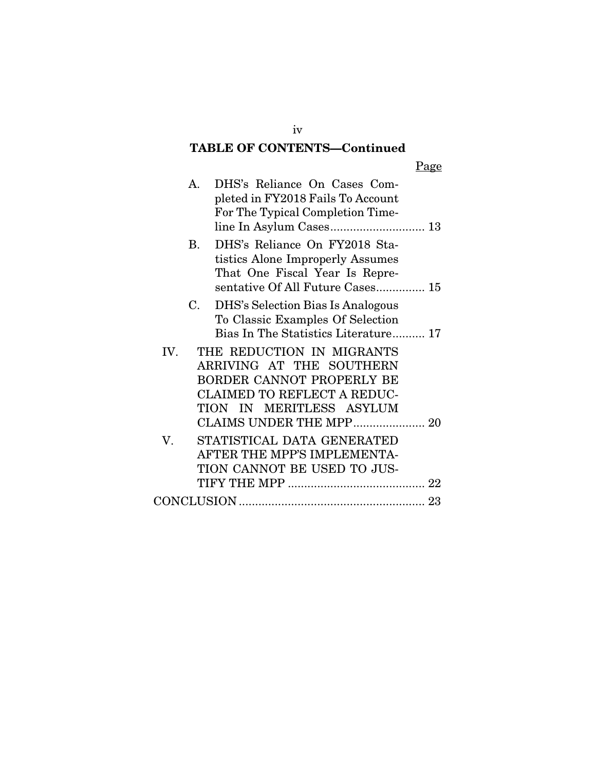## TABLE OF CONTENTS—Continued

| | Page |
|---|---|
| A. DHS's Reliance On Cases Completed in FY2018 Fails To Account For The Typical Completion Timeline In Asylum Cases | 13 |
| B. DHS's Reliance On FY2018 Statistics Alone Improperly Assumes That One Fiscal Year Is Representative Of All Future Cases | 15 |
| C. DHS's Selection Bias Is Analogous To Classic Examples Of Selection Bias In The Statistics Literature | 17 |
| IV. THE REDUCTION IN MIGRANTS ARRIVING AT THE SOUTHERN BORDER CANNOT PROPERLY BE CLAIMED TO REFLECT A REDUCTION IN MERITLESS ASYLUM CLAIMS UNDER THE MPP | 20 |
| V. STATISTICAL DATA GENERATED AFTER THE MPP'S IMPLEMENTATION CANNOT BE USED TO JUSTIFY THE MPP | 22 |
| CONCLUSION | 23 |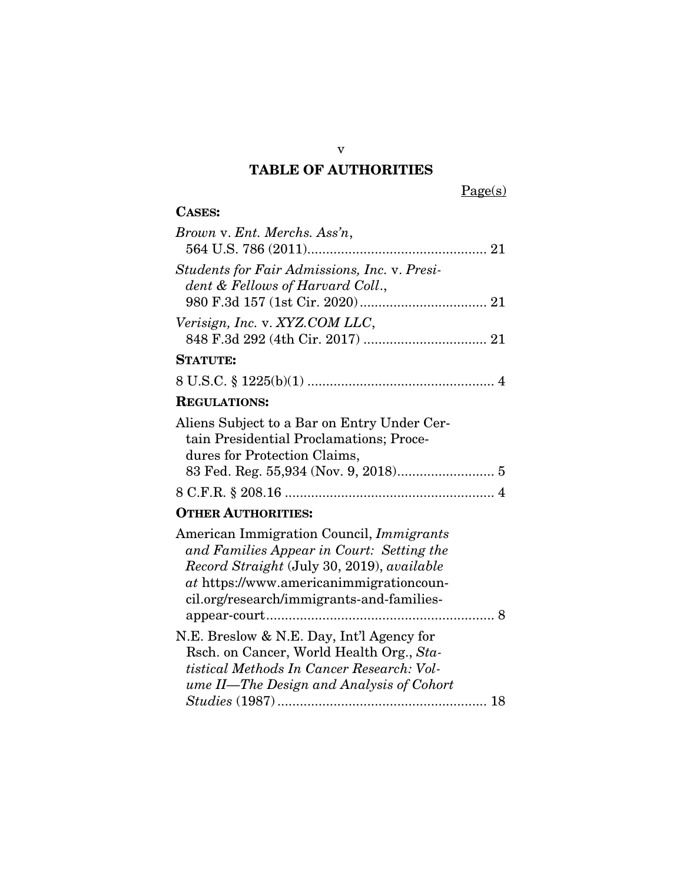# TABLE OF AUTHORITIES

Page(s)

**CASES:**

*Brown* v. *Ent. Merchs. Ass'n*, 564 U.S. 786 (2011)................................................ 21

*Students for Fair Admissions, Inc.* v. *President & Fellows of Harvard Coll.*, 980 F.3d 157 (1st Cir. 2020).................................. 21

*Verisign, Inc.* v. *XYZ.COM LLC*, 848 F.3d 292 (4th Cir. 2017) ................................. 21

**STATUTE:**

8 U.S.C. § 1225(b)(1) .................................................. 4

**REGULATIONS:**

Aliens Subject to a Bar on Entry Under Certain Presidential Proclamations; Procedures for Protection Claims, 83 Fed. Reg. 55,934 (Nov. 9, 2018).......................... 5

8 C.F.R. § 208.16 ........................................................ 4

**OTHER AUTHORITIES:**

American Immigration Council, *Immigrants and Families Appear in Court: Setting the Record Straight* (July 30, 2019), *available at* https://www.americanimmigrationcouncil.org/research/immigrants-and-families-appear-court............................................................. 8

N.E. Breslow & N.E. Day, Int'l Agency for Rsch. on Cancer, World Health Org., *Statistical Methods In Cancer Research: Volume II—The Design and Analysis of Cohort Studies* (1987) ........................................................ 18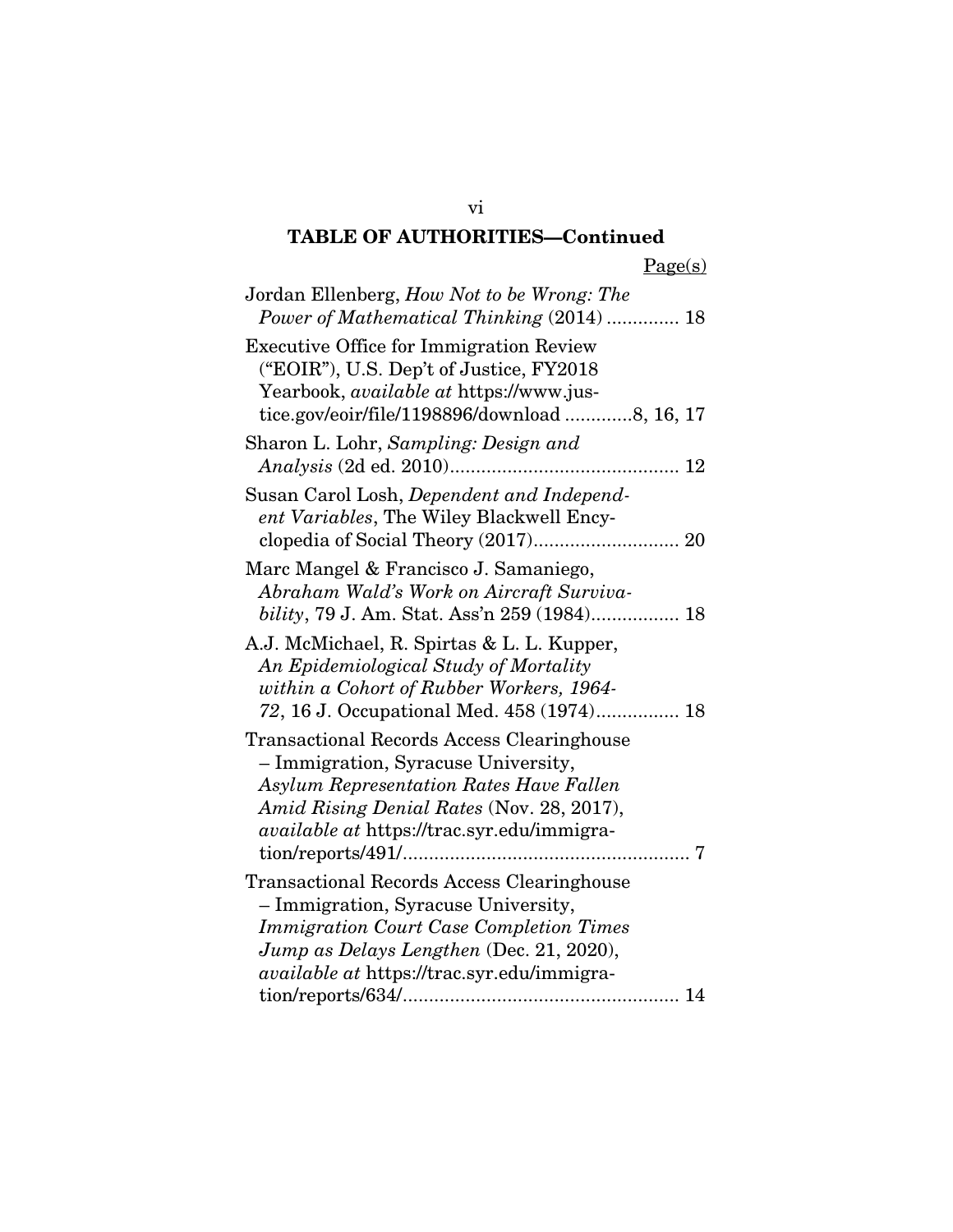## TABLE OF AUTHORITIES—Continued

Page(s)

Jordan Ellenberg, *How Not to be Wrong: The Power of Mathematical Thinking* (2014) .............. 18

Executive Office for Immigration Review ("EOIR"), U.S. Dep't of Justice, FY2018 Yearbook, *available at* https://www.justice.gov/eoir/file/1198896/download .............8, 16, 17

Sharon L. Lohr, *Sampling: Design and Analysis* (2d ed. 2010)............................................ 12

Susan Carol Losh, *Dependent and Independent Variables*, The Wiley Blackwell Encyclopedia of Social Theory (2017)............................ 20

Marc Mangel & Francisco J. Samaniego, *Abraham Wald's Work on Aircraft Survivability*, 79 J. Am. Stat. Ass'n 259 (1984)................. 18

A.J. McMichael, R. Spirtas & L. L. Kupper, *An Epidemiological Study of Mortality within a Cohort of Rubber Workers, 1964-72*, 16 J. Occupational Med. 458 (1974)................ 18

Transactional Records Access Clearinghouse – Immigration, Syracuse University, *Asylum Representation Rates Have Fallen Amid Rising Denial Rates* (Nov. 28, 2017), *available at* https://trac.syr.edu/immigration/reports/491/....................................................... 7

Transactional Records Access Clearinghouse – Immigration, Syracuse University, *Immigration Court Case Completion Times Jump as Delays Lengthen* (Dec. 21, 2020), *available at* https://trac.syr.edu/immigration/reports/634/..................................................... 14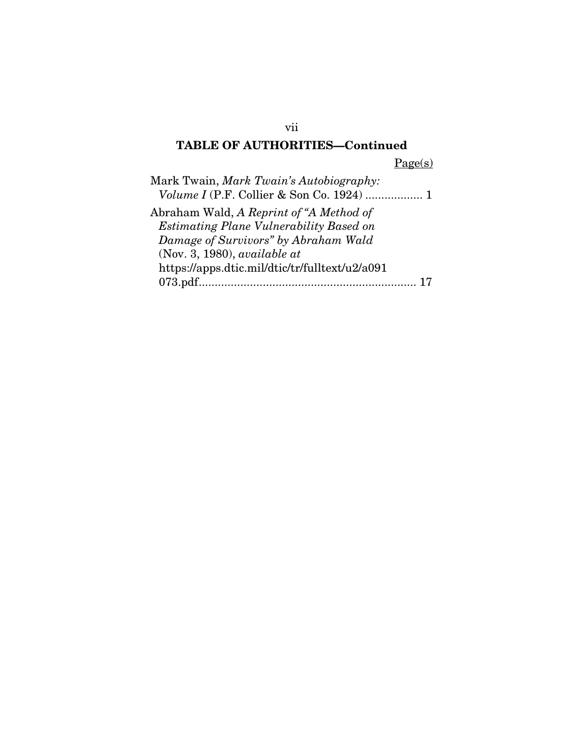**TABLE OF AUTHORITIES—Continued**

Page(s)

Mark Twain, *Mark Twain's Autobiography: Volume I* (P.F. Collier & Son Co. 1924) .................. 1

Abraham Wald, *A Reprint of "A Method of Estimating Plane Vulnerability Based on Damage of Survivors" by Abraham Wald* (Nov. 3, 1980), *available at* https://apps.dtic.mil/dtic/tr/fulltext/u2/a091073.pdf.................................................................... 17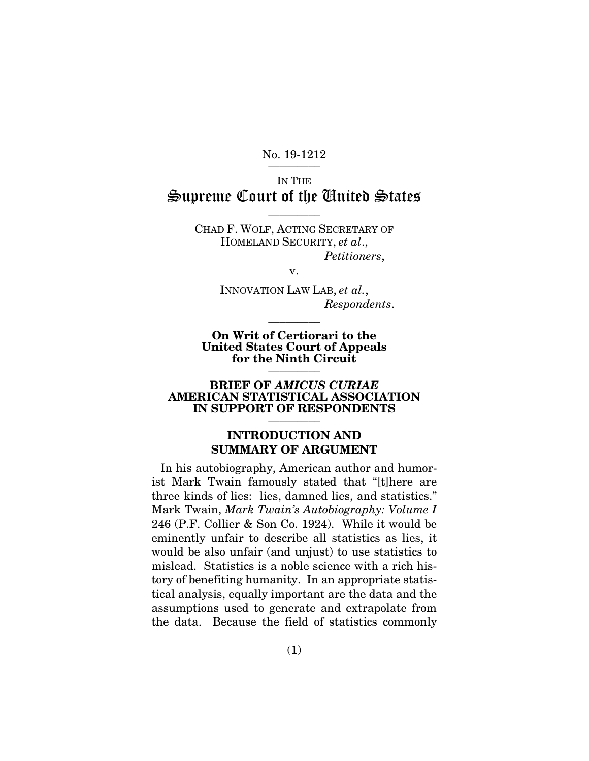No. 19-1212

IN THE

# Supreme Court of the United States

CHAD F. WOLF, ACTING SECRETARY OF HOMELAND SECURITY, *et al.*,

*Petitioners*,

v.

INNOVATION LAW LAB, *et al.*,

*Respondents*.

**On Writ of Certiorari to the United States Court of Appeals for the Ninth Circuit**

**BRIEF OF *AMICUS CURIAE* AMERICAN STATISTICAL ASSOCIATION IN SUPPORT OF RESPONDENTS**

## INTRODUCTION AND SUMMARY OF ARGUMENT

In his autobiography, American author and humorist Mark Twain famously stated that "[t]here are three kinds of lies: lies, damned lies, and statistics." Mark Twain, *Mark Twain's Autobiography: Volume I* 246 (P.F. Collier & Son Co. 1924). While it would be eminently unfair to describe all statistics as lies, it would be also unfair (and unjust) to use statistics to mislead. Statistics is a noble science with a rich history of benefiting humanity. In an appropriate statistical analysis, equally important are the data and the assumptions used to generate and extrapolate from the data. Because the field of statistics commonly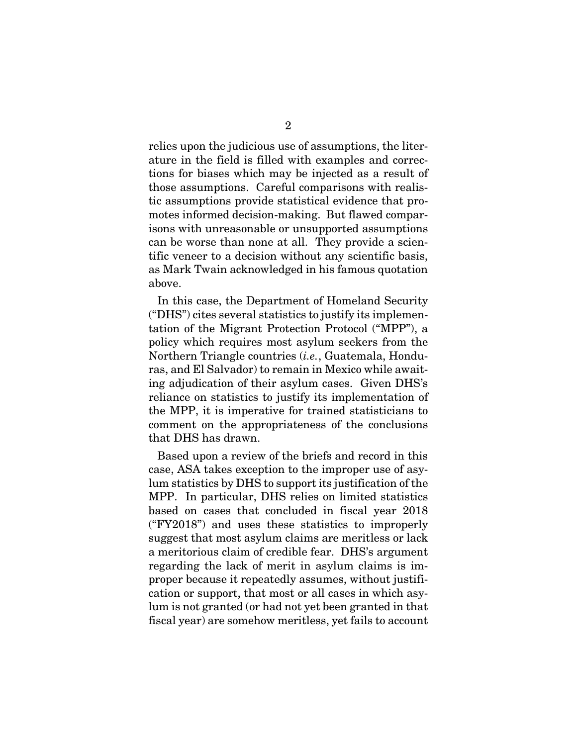relies upon the judicious use of assumptions, the literature in the field is filled with examples and corrections for biases which may be injected as a result of those assumptions. Careful comparisons with realistic assumptions provide statistical evidence that promotes informed decision-making. But flawed comparisons with unreasonable or unsupported assumptions can be worse than none at all. They provide a scientific veneer to a decision without any scientific basis, as Mark Twain acknowledged in his famous quotation above.

In this case, the Department of Homeland Security ("DHS") cites several statistics to justify its implementation of the Migrant Protection Protocol ("MPP"), a policy which requires most asylum seekers from the Northern Triangle countries (*i.e.*, Guatemala, Honduras, and El Salvador) to remain in Mexico while awaiting adjudication of their asylum cases. Given DHS's reliance on statistics to justify its implementation of the MPP, it is imperative for trained statisticians to comment on the appropriateness of the conclusions that DHS has drawn.

Based upon a review of the briefs and record in this case, ASA takes exception to the improper use of asylum statistics by DHS to support its justification of the MPP. In particular, DHS relies on limited statistics based on cases that concluded in fiscal year 2018 ("FY2018") and uses these statistics to improperly suggest that most asylum claims are meritless or lack a meritorious claim of credible fear. DHS's argument regarding the lack of merit in asylum claims is improper because it repeatedly assumes, without justification or support, that most or all cases in which asylum is not granted (or had not yet been granted in that fiscal year) are somehow meritless, yet fails to account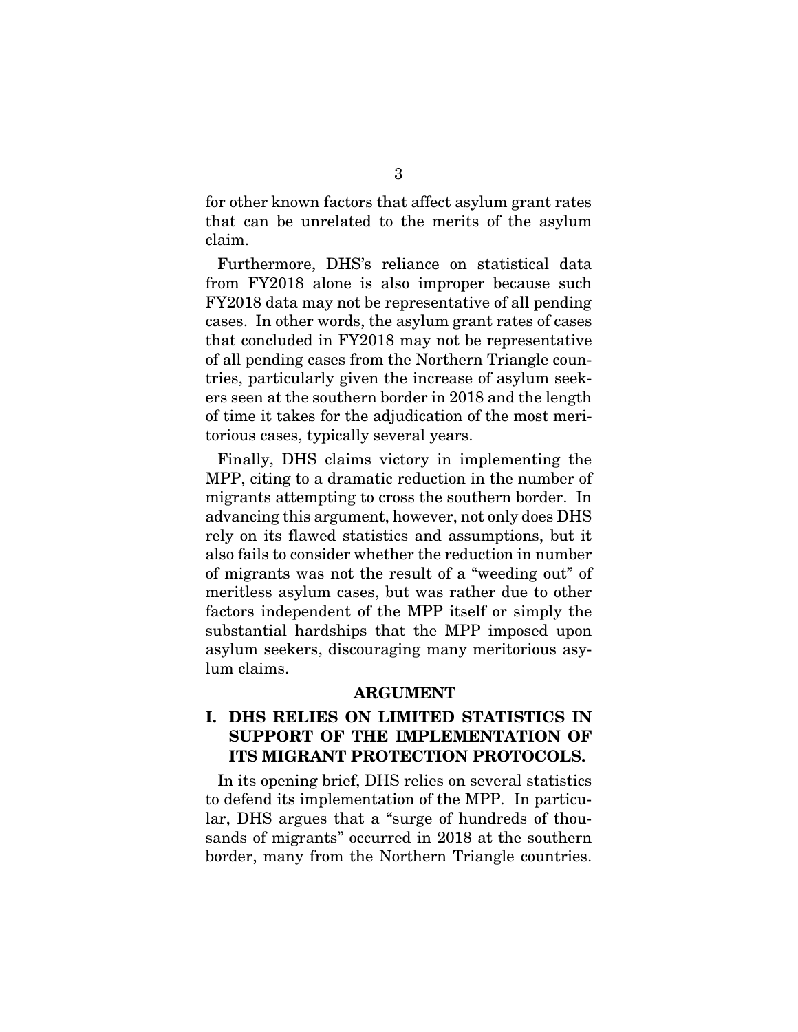for other known factors that affect asylum grant rates that can be unrelated to the merits of the asylum claim.

Furthermore, DHS's reliance on statistical data from FY2018 alone is also improper because such FY2018 data may not be representative of all pending cases. In other words, the asylum grant rates of cases that concluded in FY2018 may not be representative of all pending cases from the Northern Triangle countries, particularly given the increase of asylum seekers seen at the southern border in 2018 and the length of time it takes for the adjudication of the most meritorious cases, typically several years.

Finally, DHS claims victory in implementing the MPP, citing to a dramatic reduction in the number of migrants attempting to cross the southern border. In advancing this argument, however, not only does DHS rely on its flawed statistics and assumptions, but it also fails to consider whether the reduction in number of migrants was not the result of a "weeding out" of meritless asylum cases, but was rather due to other factors independent of the MPP itself or simply the substantial hardships that the MPP imposed upon asylum seekers, discouraging many meritorious asylum claims.

## ARGUMENT

### I. DHS RELIES ON LIMITED STATISTICS IN SUPPORT OF THE IMPLEMENTATION OF ITS MIGRANT PROTECTION PROTOCOLS.

In its opening brief, DHS relies on several statistics to defend its implementation of the MPP. In particular, DHS argues that a "surge of hundreds of thousands of migrants" occurred in 2018 at the southern border, many from the Northern Triangle countries.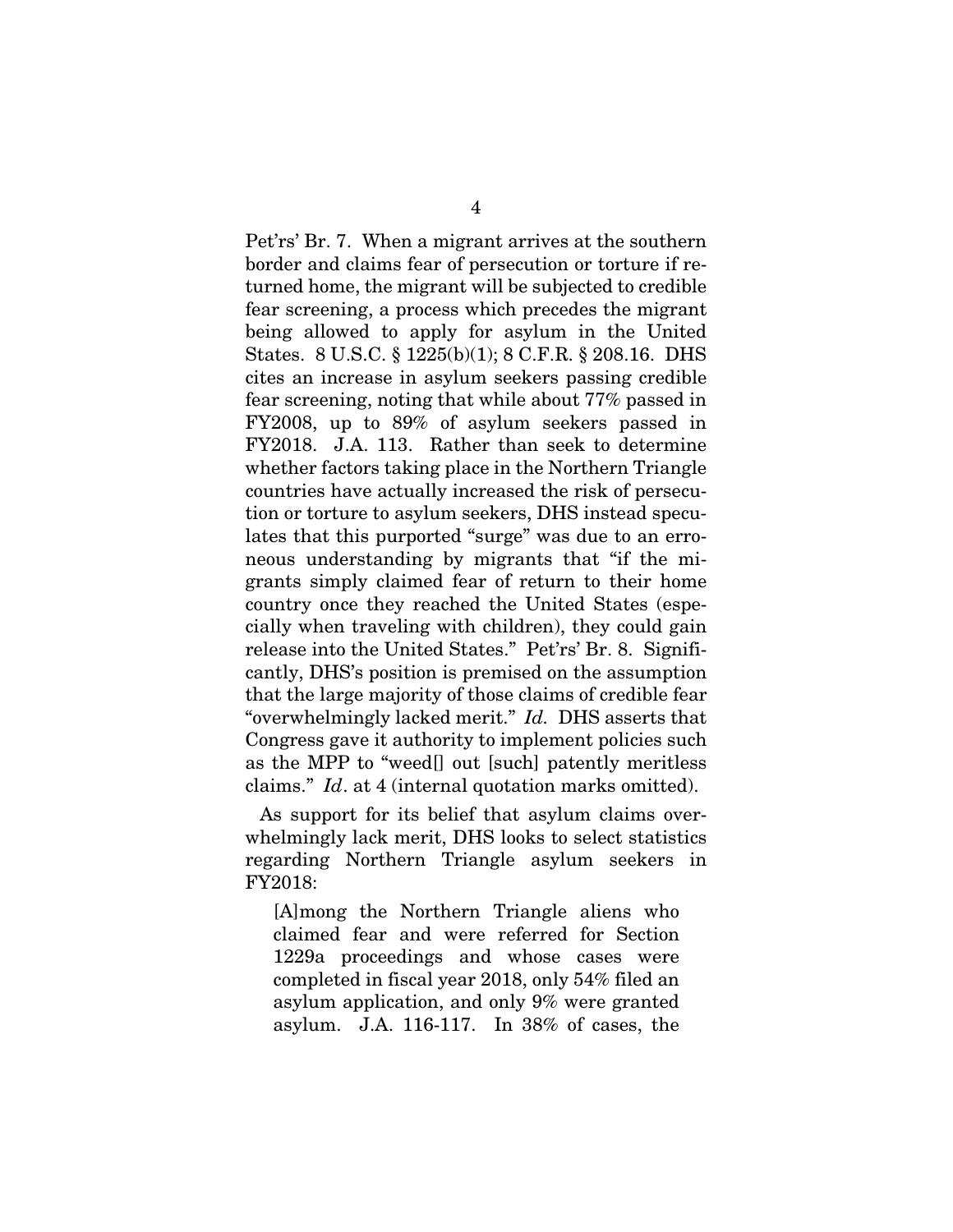Pet'rs' Br. 7. When a migrant arrives at the southern border and claims fear of persecution or torture if returned home, the migrant will be subjected to credible fear screening, a process which precedes the migrant being allowed to apply for asylum in the United States. 8 U.S.C. § 1225(b)(1); 8 C.F.R. § 208.16. DHS cites an increase in asylum seekers passing credible fear screening, noting that while about 77% passed in FY2008, up to 89% of asylum seekers passed in FY2018. J.A. 113. Rather than seek to determine whether factors taking place in the Northern Triangle countries have actually increased the risk of persecution or torture to asylum seekers, DHS instead speculates that this purported "surge" was due to an erroneous understanding by migrants that "if the migrants simply claimed fear of return to their home country once they reached the United States (especially when traveling with children), they could gain release into the United States." Pet'rs' Br. 8. Significantly, DHS's position is premised on the assumption that the large majority of those claims of credible fear "overwhelmingly lacked merit." *Id.* DHS asserts that Congress gave it authority to implement policies such as the MPP to "weed[] out [such] patently meritless claims." *Id*. at 4 (internal quotation marks omitted).

As support for its belief that asylum claims overwhelmingly lack merit, DHS looks to select statistics regarding Northern Triangle asylum seekers in FY2018:

> [A]mong the Northern Triangle aliens who claimed fear and were referred for Section 1229a proceedings and whose cases were completed in fiscal year 2018, only 54% filed an asylum application, and only 9% were granted asylum. J.A. 116-117. In 38% of cases, the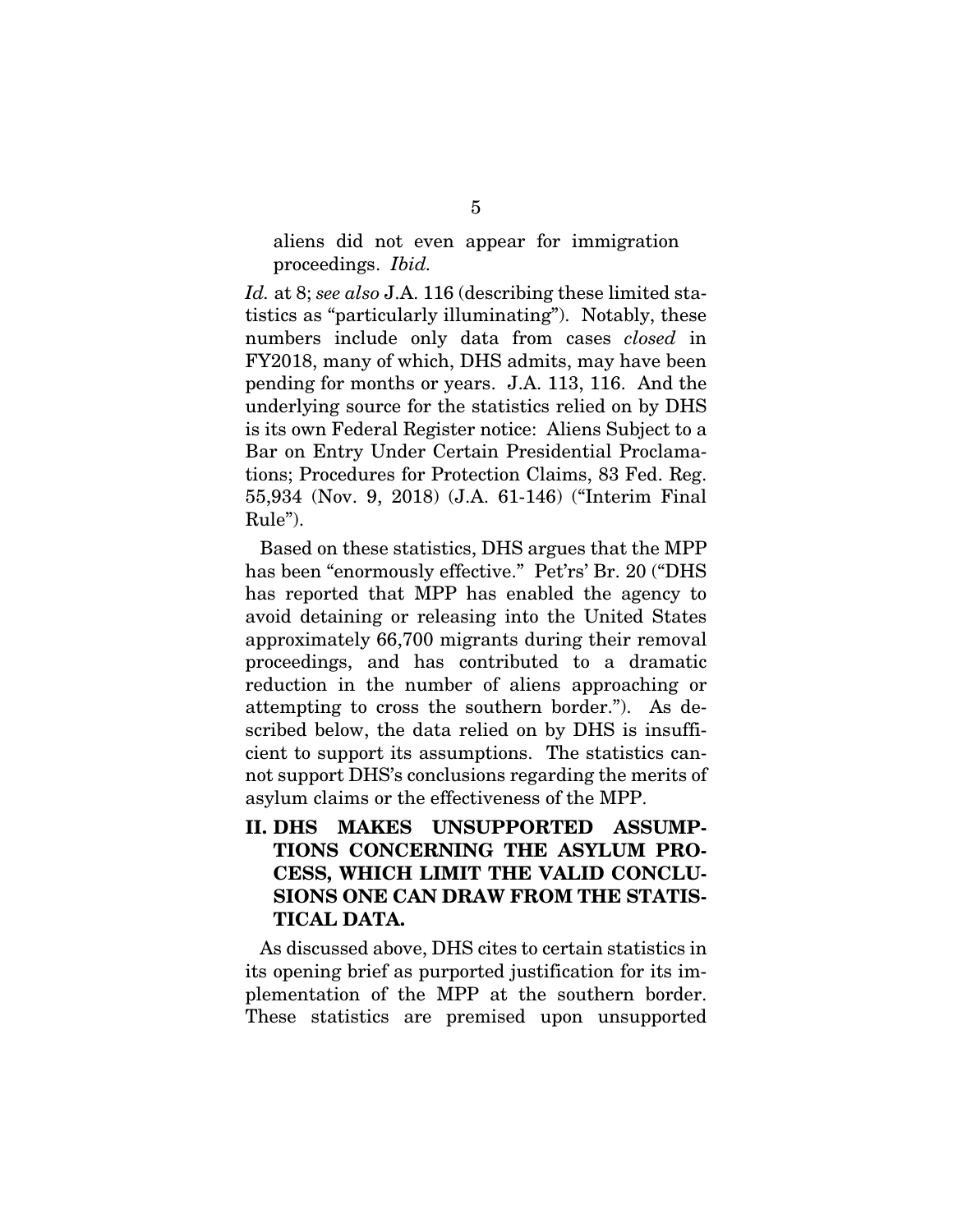aliens did not even appear for immigration proceedings. *Ibid.*

*Id.* at 8; *see also* J.A. 116 (describing these limited statistics as "particularly illuminating"). Notably, these numbers include only data from cases *closed* in FY2018, many of which, DHS admits, may have been pending for months or years. J.A. 113, 116. And the underlying source for the statistics relied on by DHS is its own Federal Register notice: Aliens Subject to a Bar on Entry Under Certain Presidential Proclamations; Procedures for Protection Claims, 83 Fed. Reg. 55,934 (Nov. 9, 2018) (J.A. 61-146) ("Interim Final Rule").

Based on these statistics, DHS argues that the MPP has been "enormously effective." Pet'rs' Br. 20 ("DHS has reported that MPP has enabled the agency to avoid detaining or releasing into the United States approximately 66,700 migrants during their removal proceedings, and has contributed to a dramatic reduction in the number of aliens approaching or attempting to cross the southern border."). As described below, the data relied on by DHS is insufficient to support its assumptions. The statistics cannot support DHS's conclusions regarding the merits of asylum claims or the effectiveness of the MPP.

## II. DHS MAKES UNSUPPORTED ASSUMPTIONS CONCERNING THE ASYLUM PROCESS, WHICH LIMIT THE VALID CONCLUSIONS ONE CAN DRAW FROM THE STATISTICAL DATA.

As discussed above, DHS cites to certain statistics in its opening brief as purported justification for its implementation of the MPP at the southern border. These statistics are premised upon unsupported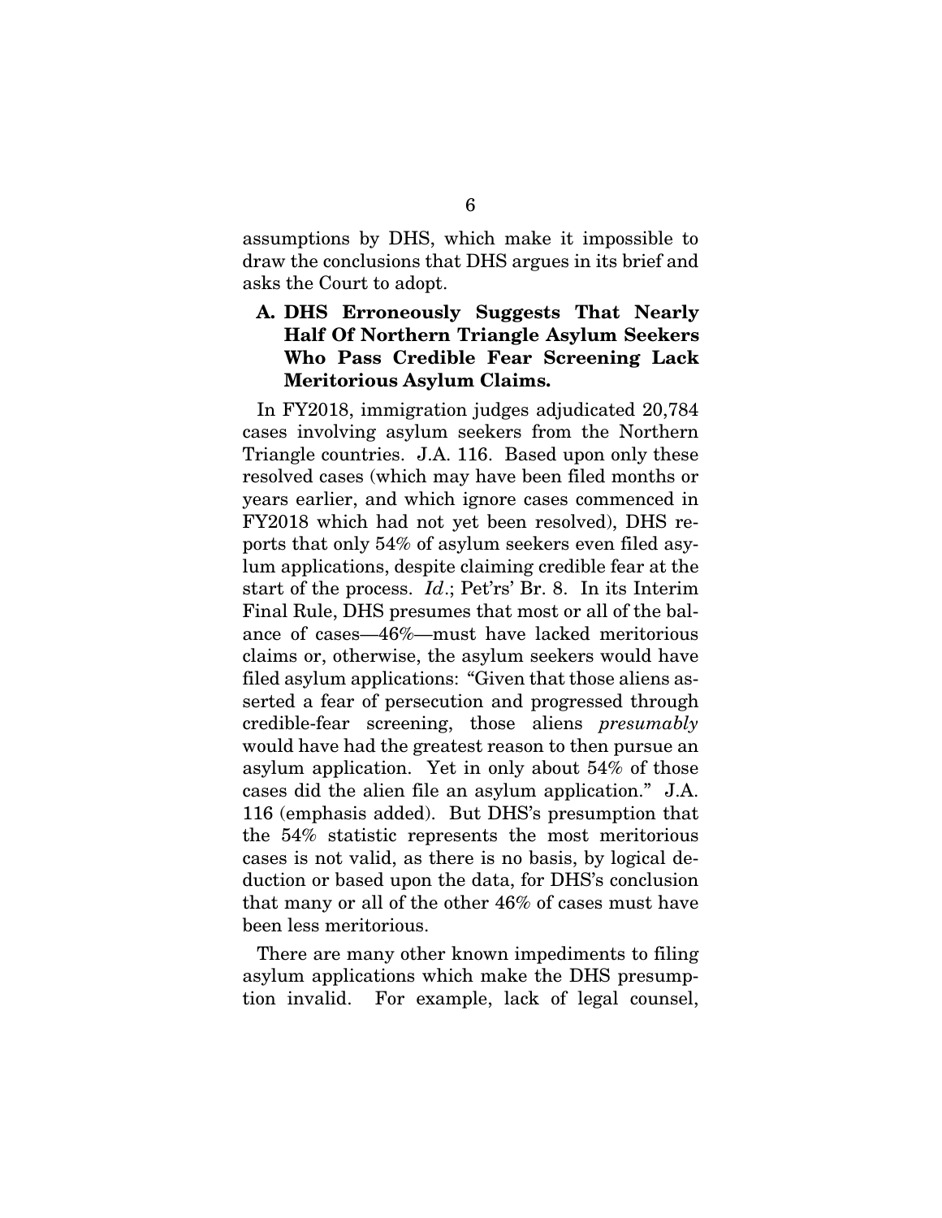assumptions by DHS, which make it impossible to draw the conclusions that DHS argues in its brief and asks the Court to adopt.

### A. DHS Erroneously Suggests That Nearly Half Of Northern Triangle Asylum Seekers Who Pass Credible Fear Screening Lack Meritorious Asylum Claims.

In FY2018, immigration judges adjudicated 20,784 cases involving asylum seekers from the Northern Triangle countries. J.A. 116. Based upon only these resolved cases (which may have been filed months or years earlier, and which ignore cases commenced in FY2018 which had not yet been resolved), DHS reports that only 54% of asylum seekers even filed asylum applications, despite claiming credible fear at the start of the process. *Id*.; Pet'rs' Br. 8. In its Interim Final Rule, DHS presumes that most or all of the balance of cases—46%—must have lacked meritorious claims or, otherwise, the asylum seekers would have filed asylum applications: "Given that those aliens asserted a fear of persecution and progressed through credible-fear screening, those aliens *presumably* would have had the greatest reason to then pursue an asylum application. Yet in only about 54% of those cases did the alien file an asylum application." J.A. 116 (emphasis added). But DHS's presumption that the 54% statistic represents the most meritorious cases is not valid, as there is no basis, by logical deduction or based upon the data, for DHS's conclusion that many or all of the other 46% of cases must have been less meritorious.

There are many other known impediments to filing asylum applications which make the DHS presumption invalid. For example, lack of legal counsel,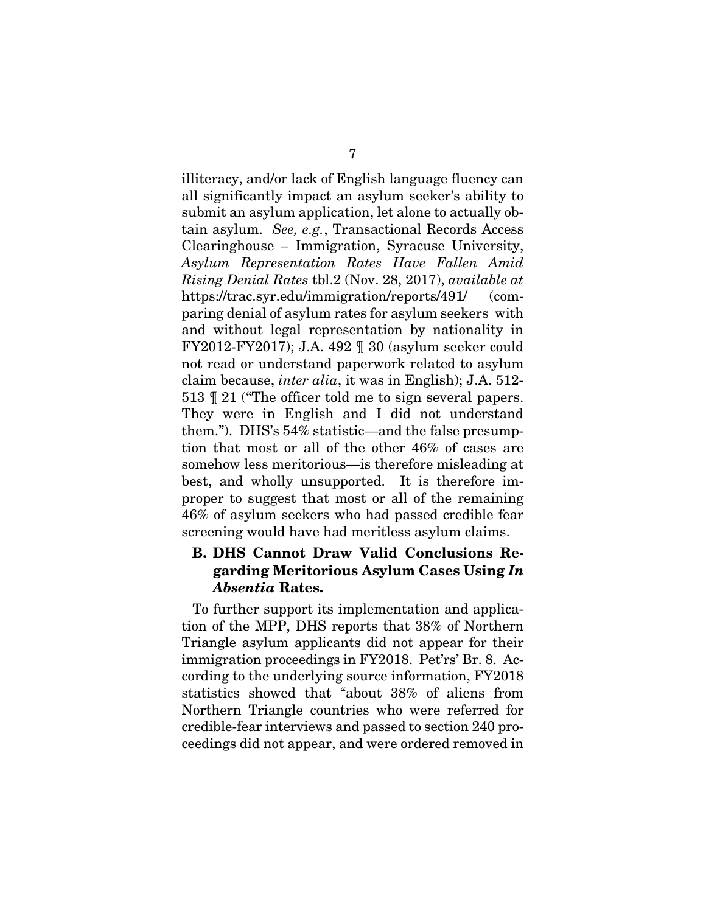illiteracy, and/or lack of English language fluency can all significantly impact an asylum seeker's ability to submit an asylum application, let alone to actually obtain asylum. *See, e.g.*, Transactional Records Access Clearinghouse – Immigration, Syracuse University, *Asylum Representation Rates Have Fallen Amid Rising Denial Rates* tbl.2 (Nov. 28, 2017), *available at* https://trac.syr.edu/immigration/reports/491/ (comparing denial of asylum rates for asylum seekers with and without legal representation by nationality in FY2012-FY2017); J.A. 492 ¶ 30 (asylum seeker could not read or understand paperwork related to asylum claim because, *inter alia*, it was in English); J.A. 512-513 ¶ 21 ("The officer told me to sign several papers. They were in English and I did not understand them."). DHS's 54% statistic—and the false presumption that most or all of the other 46% of cases are somehow less meritorious—is therefore misleading at best, and wholly unsupported. It is therefore improper to suggest that most or all of the remaining 46% of asylum seekers who had passed credible fear screening would have had meritless asylum claims.

### B. DHS Cannot Draw Valid Conclusions Regarding Meritorious Asylum Cases Using *In Absentia* Rates.

To further support its implementation and application of the MPP, DHS reports that 38% of Northern Triangle asylum applicants did not appear for their immigration proceedings in FY2018. Pet'rs' Br. 8. According to the underlying source information, FY2018 statistics showed that "about 38% of aliens from Northern Triangle countries who were referred for credible-fear interviews and passed to section 240 proceedings did not appear, and were ordered removed in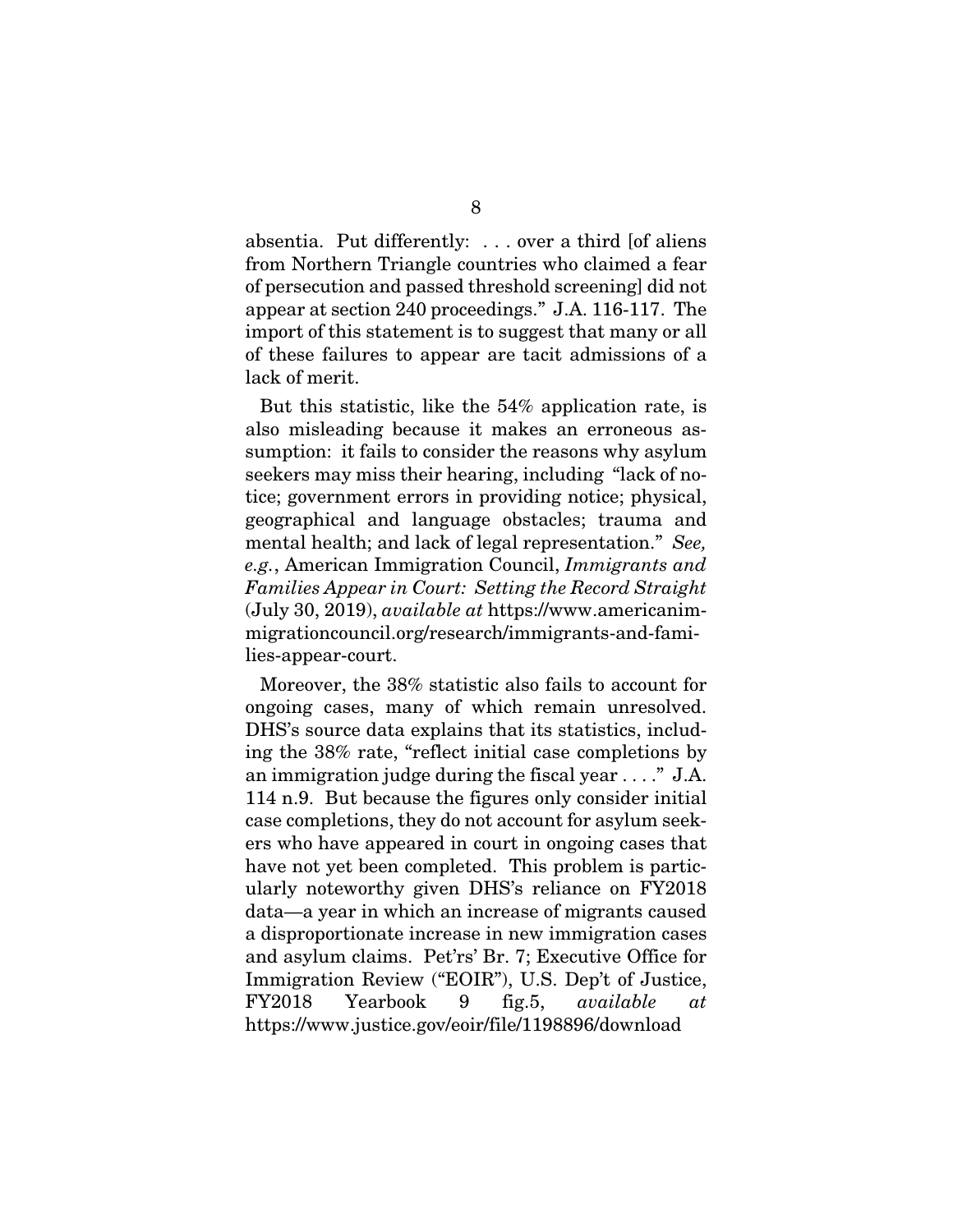absentia. Put differently: . . . over a third [of aliens from Northern Triangle countries who claimed a fear of persecution and passed threshold screening] did not appear at section 240 proceedings." J.A. 116-117. The import of this statement is to suggest that many or all of these failures to appear are tacit admissions of a lack of merit.

But this statistic, like the 54% application rate, is also misleading because it makes an erroneous assumption: it fails to consider the reasons why asylum seekers may miss their hearing, including "lack of notice; government errors in providing notice; physical, geographical and language obstacles; trauma and mental health; and lack of legal representation." *See, e.g.*, American Immigration Council, *Immigrants and Families Appear in Court: Setting the Record Straight* (July 30, 2019), *available at* https://www.americanimmigrationcouncil.org/research/immigrants-and-families-appear-court.

Moreover, the 38% statistic also fails to account for ongoing cases, many of which remain unresolved. DHS's source data explains that its statistics, including the 38% rate, "reflect initial case completions by an immigration judge during the fiscal year . . . ." J.A. 114 n.9. But because the figures only consider initial case completions, they do not account for asylum seekers who have appeared in court in ongoing cases that have not yet been completed. This problem is particularly noteworthy given DHS's reliance on FY2018 data—a year in which an increase of migrants caused a disproportionate increase in new immigration cases and asylum claims. Pet'rs' Br. 7; Executive Office for Immigration Review ("EOIR"), U.S. Dep't of Justice, FY2018 Yearbook 9 fig.5, *available at* https://www.justice.gov/eoir/file/1198896/download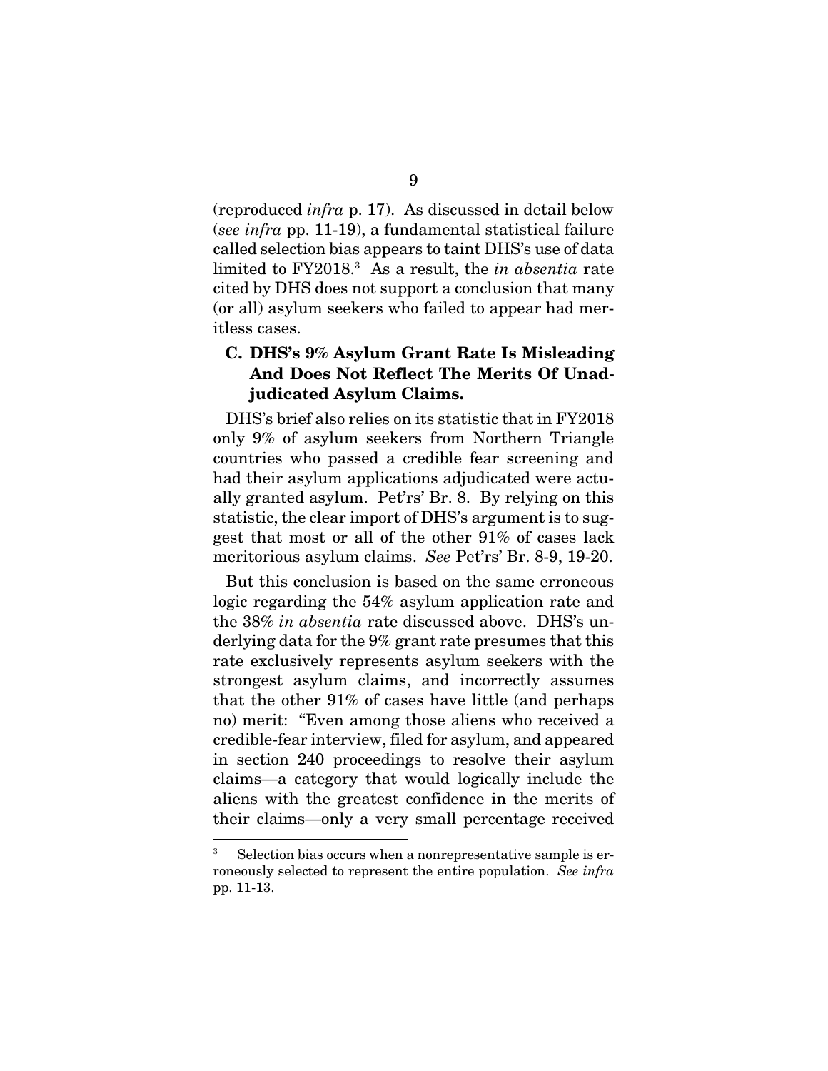(reproduced *infra* p. 17). As discussed in detail below (*see infra* pp. 11-19), a fundamental statistical failure called selection bias appears to taint DHS's use of data limited to FY2018.[3] As a result, the *in absentia* rate cited by DHS does not support a conclusion that many (or all) asylum seekers who failed to appear had meritless cases.

### C. DHS's 9% Asylum Grant Rate Is Misleading And Does Not Reflect The Merits Of Unadjudicated Asylum Claims.

DHS's brief also relies on its statistic that in FY2018 only 9% of asylum seekers from Northern Triangle countries who passed a credible fear screening and had their asylum applications adjudicated were actually granted asylum. Pet'rs' Br. 8. By relying on this statistic, the clear import of DHS's argument is to suggest that most or all of the other 91% of cases lack meritorious asylum claims. *See* Pet'rs' Br. 8-9, 19-20.

But this conclusion is based on the same erroneous logic regarding the 54% asylum application rate and the 38% *in absentia* rate discussed above. DHS's underlying data for the 9% grant rate presumes that this rate exclusively represents asylum seekers with the strongest asylum claims, and incorrectly assumes that the other 91% of cases have little (and perhaps no) merit: "Even among those aliens who received a credible-fear interview, filed for asylum, and appeared in section 240 proceedings to resolve their asylum claims—a category that would logically include the aliens with the greatest confidence in the merits of their claims—only a very small percentage received

---

[3] Selection bias occurs when a nonrepresentative sample is erroneously selected to represent the entire population. *See infra* pp. 11-13.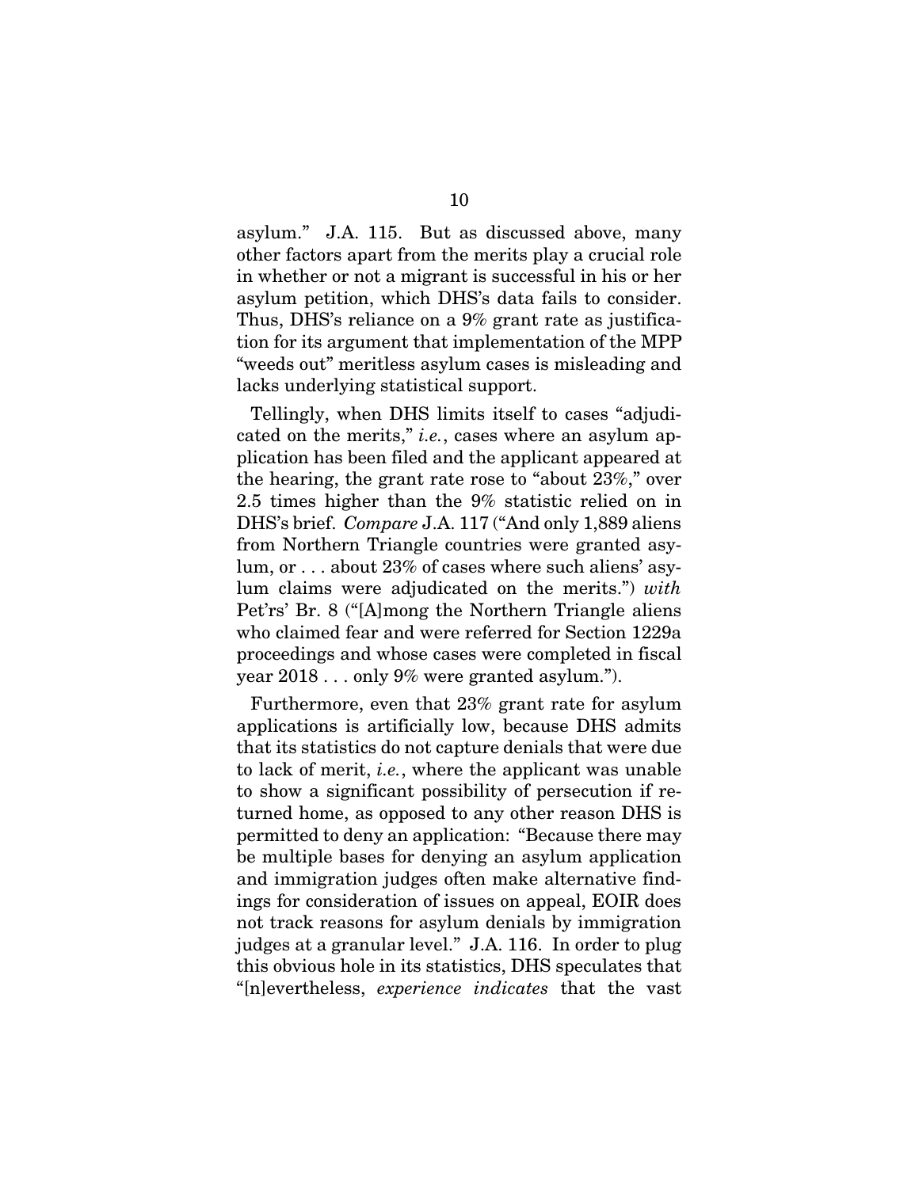asylum." J.A. 115. But as discussed above, many other factors apart from the merits play a crucial role in whether or not a migrant is successful in his or her asylum petition, which DHS's data fails to consider. Thus, DHS's reliance on a 9% grant rate as justification for its argument that implementation of the MPP "weeds out" meritless asylum cases is misleading and lacks underlying statistical support.

Tellingly, when DHS limits itself to cases "adjudicated on the merits," *i.e.*, cases where an asylum application has been filed and the applicant appeared at the hearing, the grant rate rose to "about 23%," over 2.5 times higher than the 9% statistic relied on in DHS's brief. *Compare* J.A. 117 ("And only 1,889 aliens from Northern Triangle countries were granted asylum, or . . . about 23% of cases where such aliens' asylum claims were adjudicated on the merits.") *with* Pet'rs' Br. 8 ("[A]mong the Northern Triangle aliens who claimed fear and were referred for Section 1229a proceedings and whose cases were completed in fiscal year 2018 . . . only 9% were granted asylum.").

Furthermore, even that 23% grant rate for asylum applications is artificially low, because DHS admits that its statistics do not capture denials that were due to lack of merit, *i.e.*, where the applicant was unable to show a significant possibility of persecution if returned home, as opposed to any other reason DHS is permitted to deny an application: "Because there may be multiple bases for denying an asylum application and immigration judges often make alternative findings for consideration of issues on appeal, EOIR does not track reasons for asylum denials by immigration judges at a granular level." J.A. 116. In order to plug this obvious hole in its statistics, DHS speculates that "[n]evertheless, *experience indicates* that the vast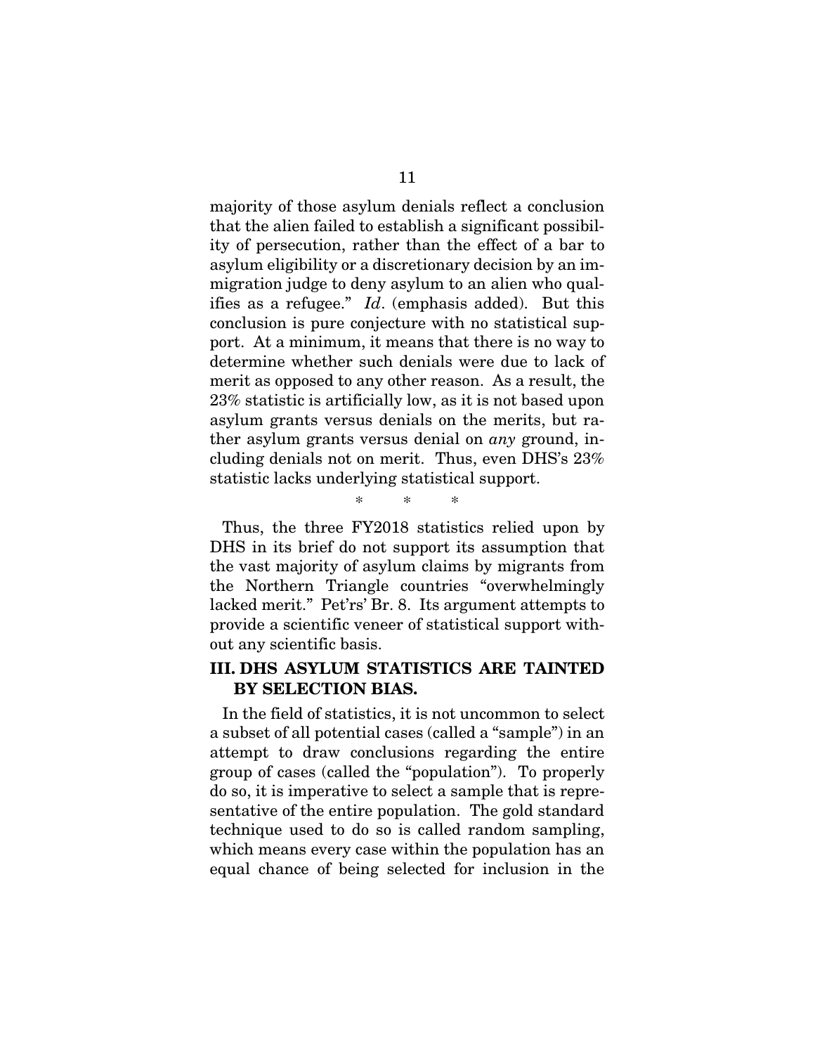majority of those asylum denials reflect a conclusion that the alien failed to establish a significant possibility of persecution, rather than the effect of a bar to asylum eligibility or a discretionary decision by an immigration judge to deny asylum to an alien who qualifies as a refugee." *Id*. (emphasis added). But this conclusion is pure conjecture with no statistical support. At a minimum, it means that there is no way to determine whether such denials were due to lack of merit as opposed to any other reason. As a result, the 23% statistic is artificially low, as it is not based upon asylum grants versus denials on the merits, but rather asylum grants versus denial on *any* ground, including denials not on merit. Thus, even DHS's 23% statistic lacks underlying statistical support.

\* \* \*

Thus, the three FY2018 statistics relied upon by DHS in its brief do not support its assumption that the vast majority of asylum claims by migrants from the Northern Triangle countries "overwhelmingly lacked merit." Pet'rs' Br. 8. Its argument attempts to provide a scientific veneer of statistical support without any scientific basis.

## III. DHS ASYLUM STATISTICS ARE TAINTED BY SELECTION BIAS.

In the field of statistics, it is not uncommon to select a subset of all potential cases (called a "sample") in an attempt to draw conclusions regarding the entire group of cases (called the "population"). To properly do so, it is imperative to select a sample that is representative of the entire population. The gold standard technique used to do so is called random sampling, which means every case within the population has an equal chance of being selected for inclusion in the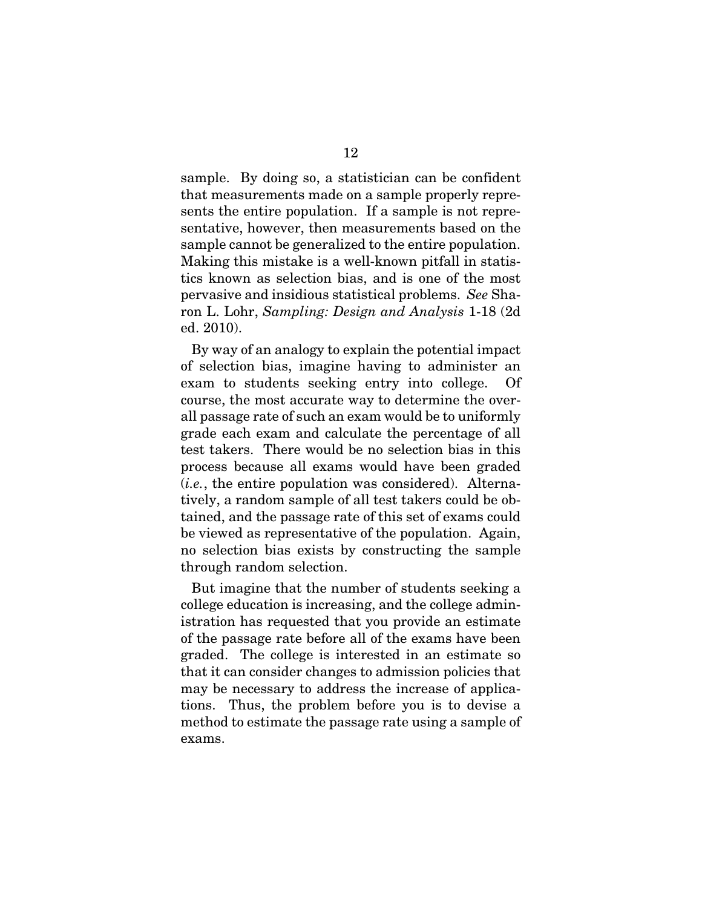sample. By doing so, a statistician can be confident that measurements made on a sample properly represents the entire population. If a sample is not representative, however, then measurements based on the sample cannot be generalized to the entire population. Making this mistake is a well-known pitfall in statistics known as selection bias, and is one of the most pervasive and insidious statistical problems. *See* Sharon L. Lohr, *Sampling: Design and Analysis* 1-18 (2d ed. 2010).

By way of an analogy to explain the potential impact of selection bias, imagine having to administer an exam to students seeking entry into college. Of course, the most accurate way to determine the overall passage rate of such an exam would be to uniformly grade each exam and calculate the percentage of all test takers. There would be no selection bias in this process because all exams would have been graded (*i.e.*, the entire population was considered). Alternatively, a random sample of all test takers could be obtained, and the passage rate of this set of exams could be viewed as representative of the population. Again, no selection bias exists by constructing the sample through random selection.

But imagine that the number of students seeking a college education is increasing, and the college administration has requested that you provide an estimate of the passage rate before all of the exams have been graded. The college is interested in an estimate so that it can consider changes to admission policies that may be necessary to address the increase of applications. Thus, the problem before you is to devise a method to estimate the passage rate using a sample of exams.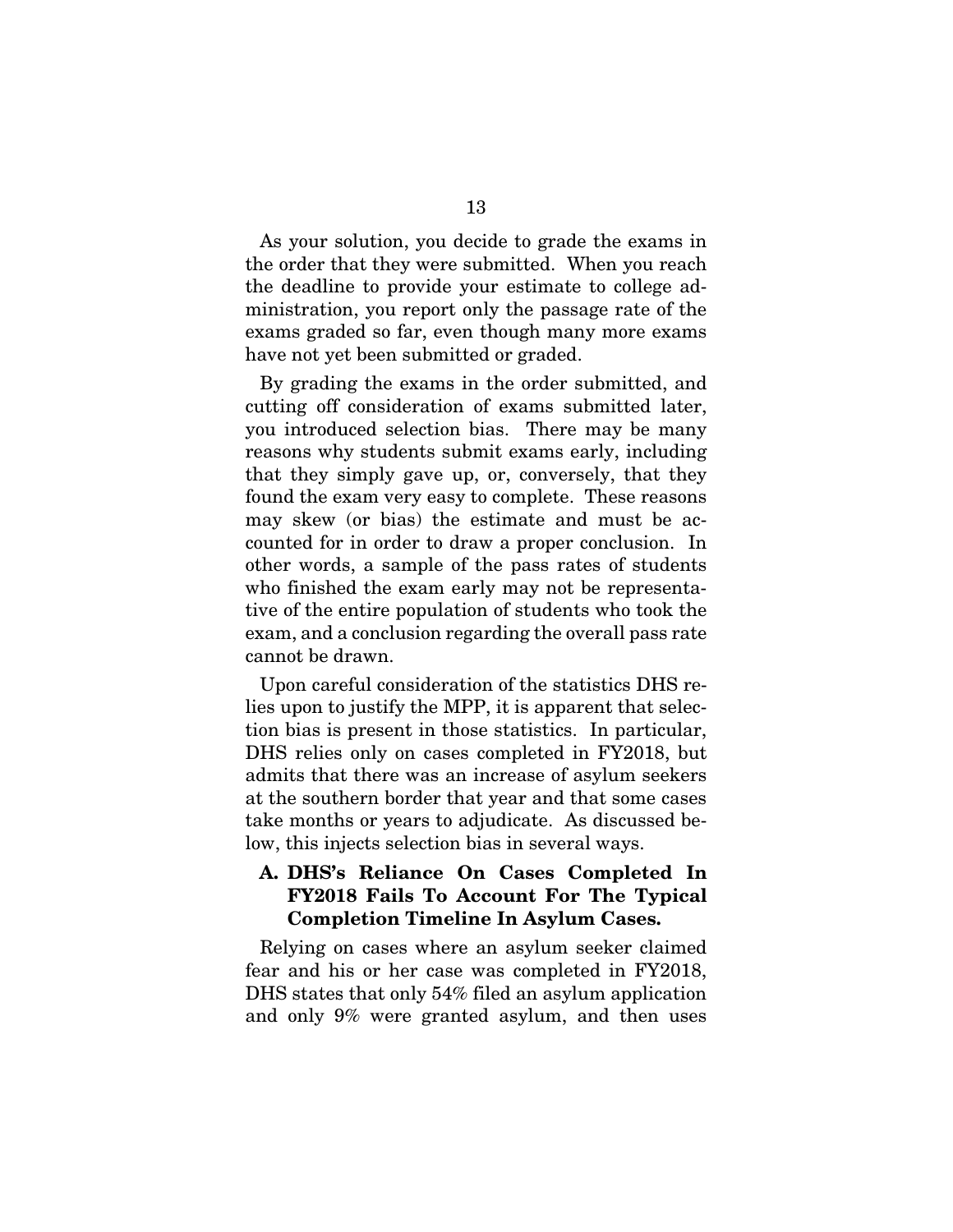As your solution, you decide to grade the exams in the order that they were submitted. When you reach the deadline to provide your estimate to college administration, you report only the passage rate of the exams graded so far, even though many more exams have not yet been submitted or graded.

By grading the exams in the order submitted, and cutting off consideration of exams submitted later, you introduced selection bias. There may be many reasons why students submit exams early, including that they simply gave up, or, conversely, that they found the exam very easy to complete. These reasons may skew (or bias) the estimate and must be accounted for in order to draw a proper conclusion. In other words, a sample of the pass rates of students who finished the exam early may not be representative of the entire population of students who took the exam, and a conclusion regarding the overall pass rate cannot be drawn.

Upon careful consideration of the statistics DHS relies upon to justify the MPP, it is apparent that selection bias is present in those statistics. In particular, DHS relies only on cases completed in FY2018, but admits that there was an increase of asylum seekers at the southern border that year and that some cases take months or years to adjudicate. As discussed below, this injects selection bias in several ways.

### A. DHS's Reliance On Cases Completed In FY2018 Fails To Account For The Typical Completion Timeline In Asylum Cases.

Relying on cases where an asylum seeker claimed fear and his or her case was completed in FY2018, DHS states that only 54% filed an asylum application and only 9% were granted asylum, and then uses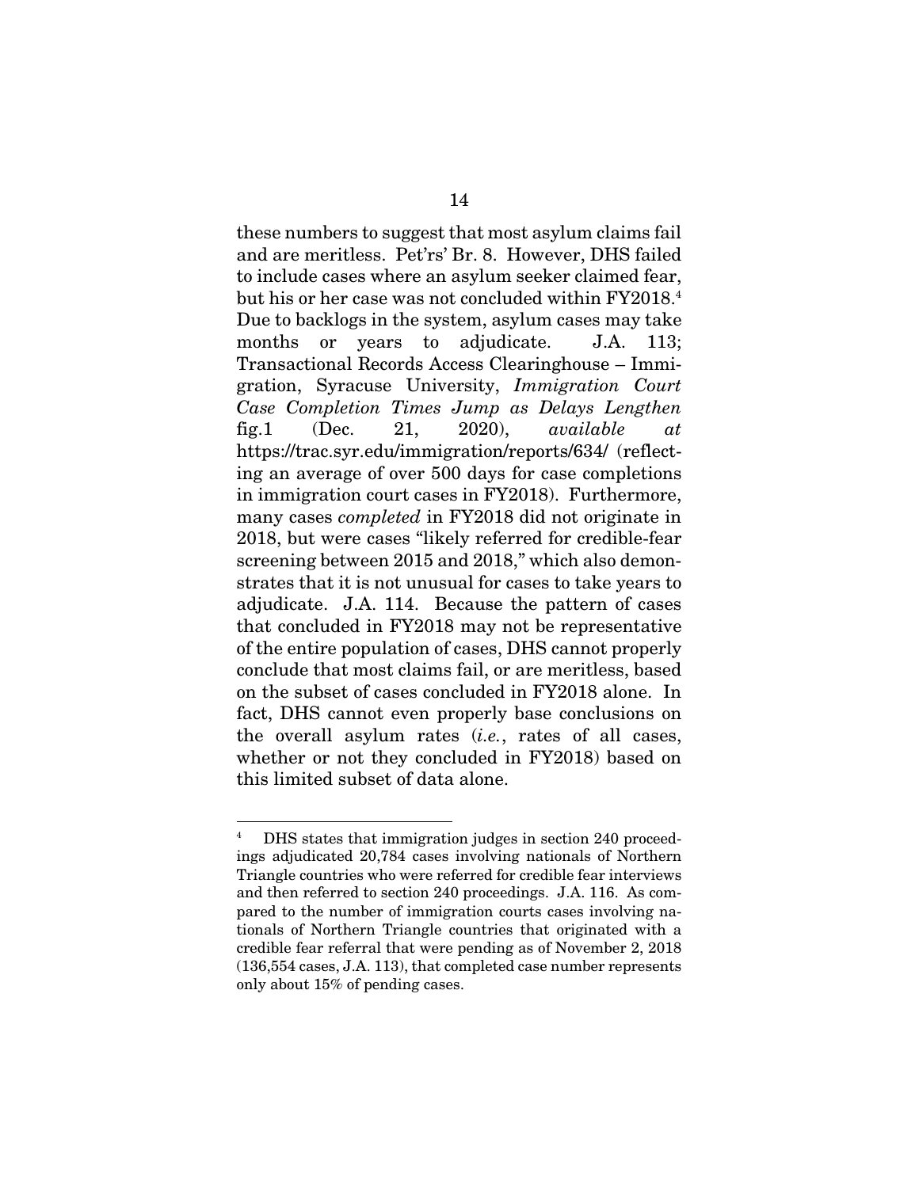these numbers to suggest that most asylum claims fail and are meritless. Pet'rs' Br. 8. However, DHS failed to include cases where an asylum seeker claimed fear, but his or her case was not concluded within FY2018.[4] Due to backlogs in the system, asylum cases may take months or years to adjudicate. J.A. 113; Transactional Records Access Clearinghouse – Immigration, Syracuse University, *Immigration Court Case Completion Times Jump as Delays Lengthen* fig.1 (Dec. 21, 2020), *available at* https://trac.syr.edu/immigration/reports/634/ (reflecting an average of over 500 days for case completions in immigration court cases in FY2018). Furthermore, many cases *completed* in FY2018 did not originate in 2018, but were cases "likely referred for credible-fear screening between 2015 and 2018," which also demonstrates that it is not unusual for cases to take years to adjudicate. J.A. 114. Because the pattern of cases that concluded in FY2018 may not be representative of the entire population of cases, DHS cannot properly conclude that most claims fail, or are meritless, based on the subset of cases concluded in FY2018 alone. In fact, DHS cannot even properly base conclusions on the overall asylum rates (*i.e.*, rates of all cases, whether or not they concluded in FY2018) based on this limited subset of data alone.

---

[4] DHS states that immigration judges in section 240 proceedings adjudicated 20,784 cases involving nationals of Northern Triangle countries who were referred for credible fear interviews and then referred to section 240 proceedings. J.A. 116. As compared to the number of immigration courts cases involving nationals of Northern Triangle countries that originated with a credible fear referral that were pending as of November 2, 2018 (136,554 cases, J.A. 113), that completed case number represents only about 15% of pending cases.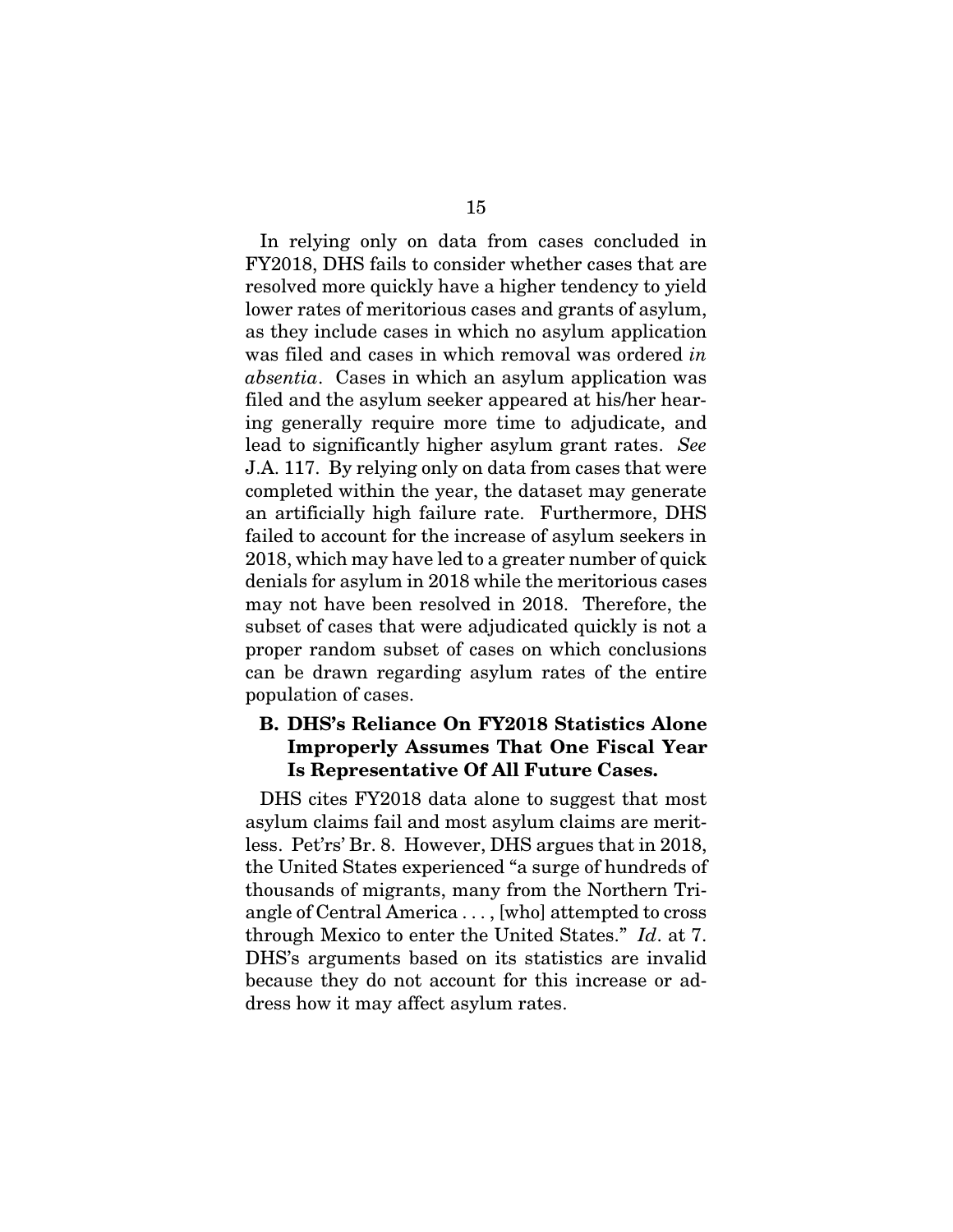In relying only on data from cases concluded in FY2018, DHS fails to consider whether cases that are resolved more quickly have a higher tendency to yield lower rates of meritorious cases and grants of asylum, as they include cases in which no asylum application was filed and cases in which removal was ordered *in absentia*. Cases in which an asylum application was filed and the asylum seeker appeared at his/her hearing generally require more time to adjudicate, and lead to significantly higher asylum grant rates. *See* J.A. 117. By relying only on data from cases that were completed within the year, the dataset may generate an artificially high failure rate. Furthermore, DHS failed to account for the increase of asylum seekers in 2018, which may have led to a greater number of quick denials for asylum in 2018 while the meritorious cases may not have been resolved in 2018. Therefore, the subset of cases that were adjudicated quickly is not a proper random subset of cases on which conclusions can be drawn regarding asylum rates of the entire population of cases.

### B. DHS's Reliance On FY2018 Statistics Alone Improperly Assumes That One Fiscal Year Is Representative Of All Future Cases.

DHS cites FY2018 data alone to suggest that most asylum claims fail and most asylum claims are meritless. Pet'rs' Br. 8. However, DHS argues that in 2018, the United States experienced "a surge of hundreds of thousands of migrants, many from the Northern Triangle of Central America . . . , [who] attempted to cross through Mexico to enter the United States." *Id*. at 7. DHS's arguments based on its statistics are invalid because they do not account for this increase or address how it may affect asylum rates.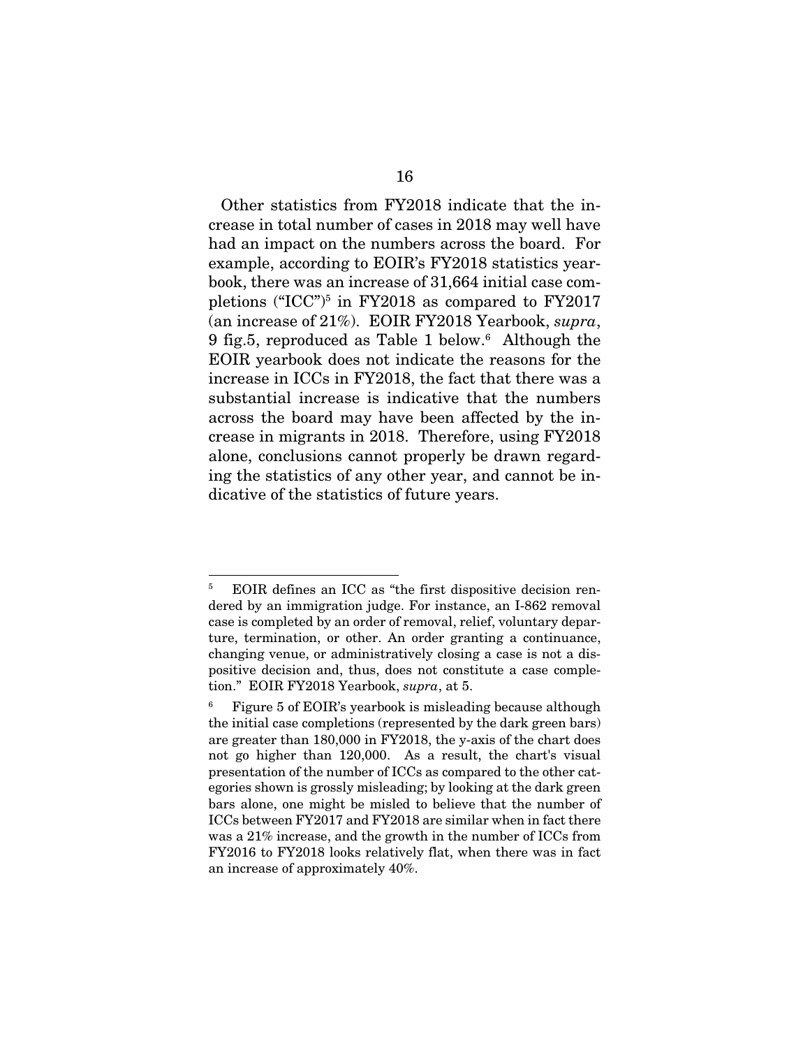Other statistics from FY2018 indicate that the increase in total number of cases in 2018 may well have had an impact on the numbers across the board. For example, according to EOIR's FY2018 statistics yearbook, there was an increase of 31,664 initial case completions ("ICC")[5] in FY2018 as compared to FY2017 (an increase of 21%). EOIR FY2018 Yearbook, *supra*, 9 fig.5, reproduced as Table 1 below.[6] Although the EOIR yearbook does not indicate the reasons for the increase in ICCs in FY2018, the fact that there was a substantial increase is indicative that the numbers across the board may have been affected by the increase in migrants in 2018. Therefore, using FY2018 alone, conclusions cannot properly be drawn regarding the statistics of any other year, and cannot be indicative of the statistics of future years.

---

[5] EOIR defines an ICC as "the first dispositive decision rendered by an immigration judge. For instance, an I-862 removal case is completed by an order of removal, relief, voluntary departure, termination, or other. An order granting a continuance, changing venue, or administratively closing a case is not a dispositive decision and, thus, does not constitute a case completion." EOIR FY2018 Yearbook, *supra*, at 5.

[6] Figure 5 of EOIR's yearbook is misleading because although the initial case completions (represented by the dark green bars) are greater than 180,000 in FY2018, the y-axis of the chart does not go higher than 120,000. As a result, the chart's visual presentation of the number of ICCs as compared to the other categories shown is grossly misleading; by looking at the dark green bars alone, one might be misled to believe that the number of ICCs between FY2017 and FY2018 are similar when in fact there was a 21% increase, and the growth in the number of ICCs from FY2016 to FY2018 looks relatively flat, when there was in fact an increase of approximately 40%.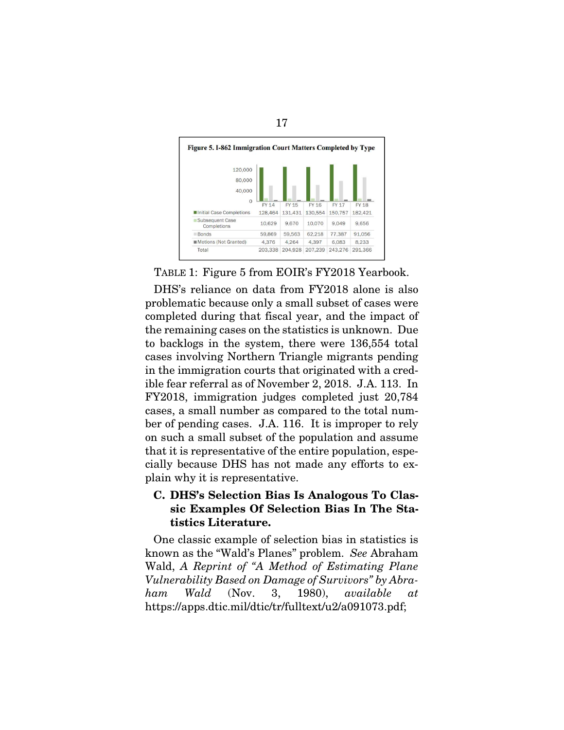**Figure 5. I-862 Immigration Court Matters Completed by Type**

| | FY 14 | FY 15 | FY 16 | FY 17 | FY 18 |
|---|---|---|---|---|---|
| Initial Case Completions | 128,464 | 131,431 | 130,554 | 150,757 | 182,421 |
| Subsequent Case Completions | 10,629 | 9,670 | 10,070 | 9,049 | 9,656 |
| Bonds | 59,869 | 59,563 | 62,218 | 77,387 | 91,056 |
| Motions (Not Granted) | 4,376 | 4,264 | 4,397 | 6,083 | 8,233 |
| Total | 203,338 | 204,928 | 207,239 | 243,276 | 291,366 |

TABLE 1: Figure 5 from EOIR's FY2018 Yearbook.

DHS's reliance on data from FY2018 alone is also problematic because only a small subset of cases were completed during that fiscal year, and the impact of the remaining cases on the statistics is unknown. Due to backlogs in the system, there were 136,554 total cases involving Northern Triangle migrants pending in the immigration courts that originated with a credible fear referral as of November 2, 2018. J.A. 113. In FY2018, immigration judges completed just 20,784 cases, a small number as compared to the total number of pending cases. J.A. 116. It is improper to rely on such a small subset of the population and assume that it is representative of the entire population, especially because DHS has not made any efforts to explain why it is representative.

### C. DHS's Selection Bias Is Analogous To Classic Examples Of Selection Bias In The Statistics Literature.

One classic example of selection bias in statistics is known as the "Wald's Planes" problem. *See* Abraham Wald, *A Reprint of "A Method of Estimating Plane Vulnerability Based on Damage of Survivors" by Abraham Wald* (Nov. 3, 1980), *available at* https://apps.dtic.mil/dtic/tr/fulltext/u2/a091073.pdf;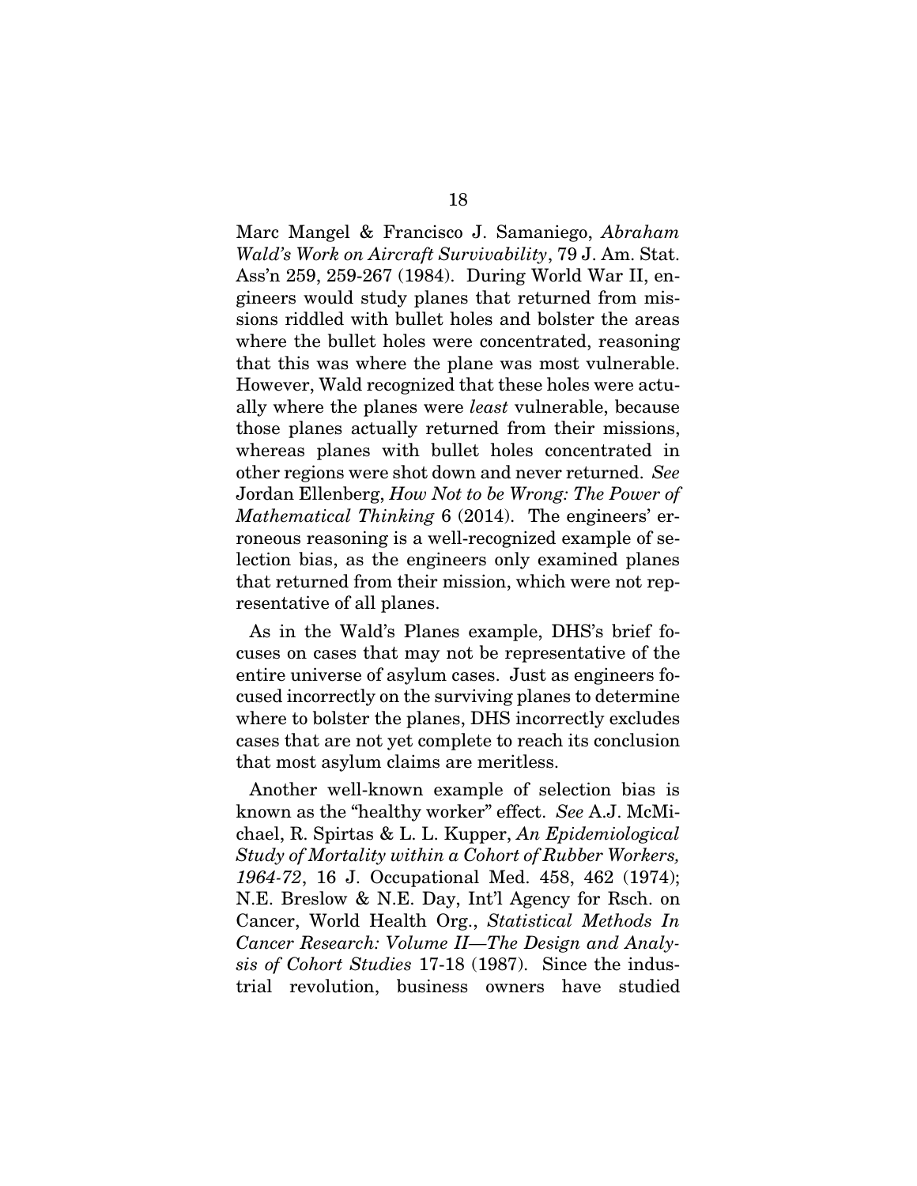Marc Mangel & Francisco J. Samaniego, *Abraham Wald's Work on Aircraft Survivability*, 79 J. Am. Stat. Ass'n 259, 259-267 (1984). During World War II, engineers would study planes that returned from missions riddled with bullet holes and bolster the areas where the bullet holes were concentrated, reasoning that this was where the plane was most vulnerable. However, Wald recognized that these holes were actually where the planes were *least* vulnerable, because those planes actually returned from their missions, whereas planes with bullet holes concentrated in other regions were shot down and never returned. *See* Jordan Ellenberg, *How Not to be Wrong: The Power of Mathematical Thinking* 6 (2014). The engineers' erroneous reasoning is a well-recognized example of selection bias, as the engineers only examined planes that returned from their mission, which were not representative of all planes.

As in the Wald's Planes example, DHS's brief focuses on cases that may not be representative of the entire universe of asylum cases. Just as engineers focused incorrectly on the surviving planes to determine where to bolster the planes, DHS incorrectly excludes cases that are not yet complete to reach its conclusion that most asylum claims are meritless.

Another well-known example of selection bias is known as the "healthy worker" effect. *See* A.J. McMichael, R. Spirtas & L. L. Kupper, *An Epidemiological Study of Mortality within a Cohort of Rubber Workers, 1964-72*, 16 J. Occupational Med. 458, 462 (1974); N.E. Breslow & N.E. Day, Int'l Agency for Rsch. on Cancer, World Health Org., *Statistical Methods In Cancer Research: Volume II—The Design and Analysis of Cohort Studies* 17-18 (1987). Since the industrial revolution, business owners have studied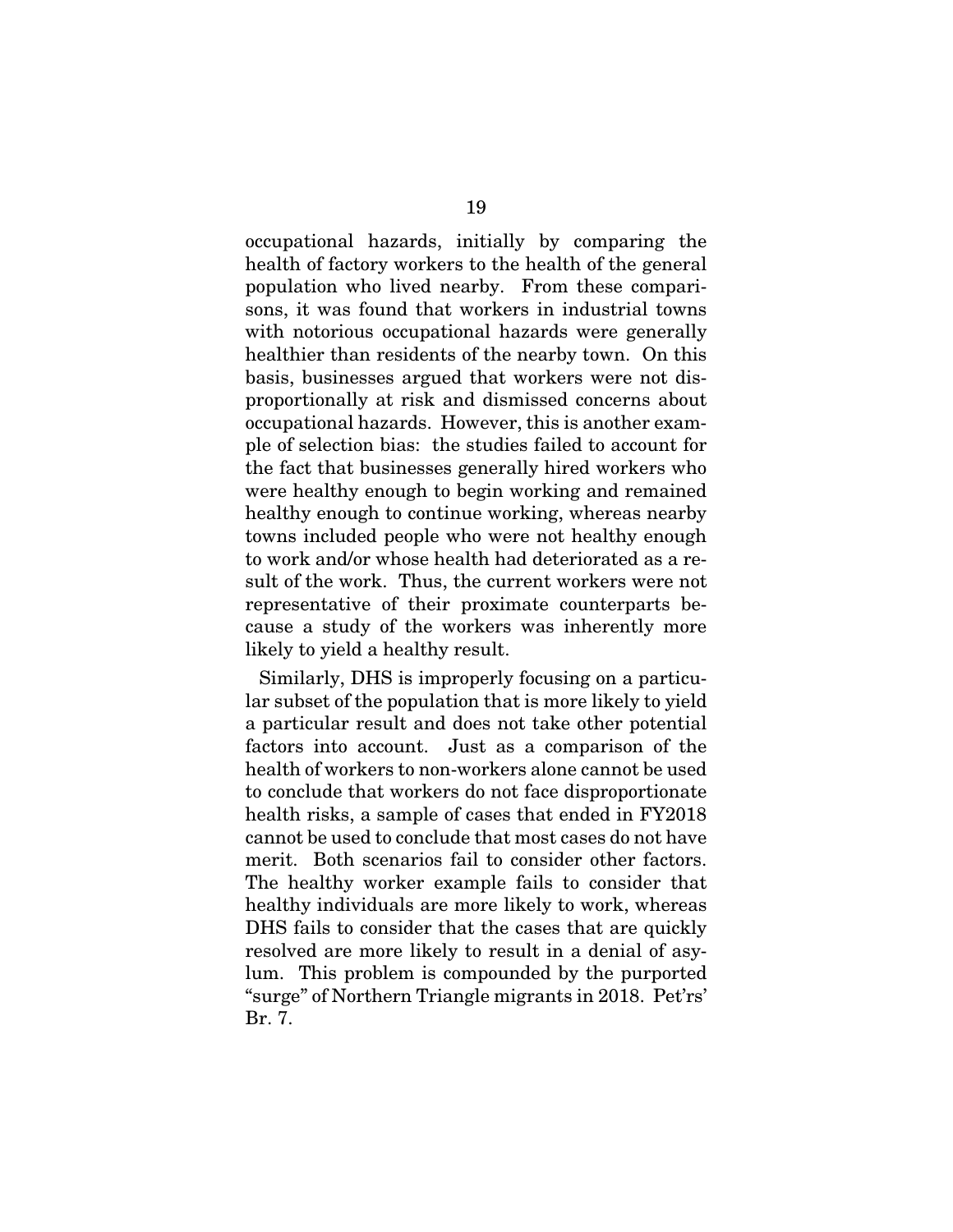occupational hazards, initially by comparing the health of factory workers to the health of the general population who lived nearby. From these comparisons, it was found that workers in industrial towns with notorious occupational hazards were generally healthier than residents of the nearby town. On this basis, businesses argued that workers were not disproportionally at risk and dismissed concerns about occupational hazards. However, this is another example of selection bias: the studies failed to account for the fact that businesses generally hired workers who were healthy enough to begin working and remained healthy enough to continue working, whereas nearby towns included people who were not healthy enough to work and/or whose health had deteriorated as a result of the work. Thus, the current workers were not representative of their proximate counterparts because a study of the workers was inherently more likely to yield a healthy result.

Similarly, DHS is improperly focusing on a particular subset of the population that is more likely to yield a particular result and does not take other potential factors into account. Just as a comparison of the health of workers to non-workers alone cannot be used to conclude that workers do not face disproportionate health risks, a sample of cases that ended in FY2018 cannot be used to conclude that most cases do not have merit. Both scenarios fail to consider other factors. The healthy worker example fails to consider that healthy individuals are more likely to work, whereas DHS fails to consider that the cases that are quickly resolved are more likely to result in a denial of asylum. This problem is compounded by the purported "surge" of Northern Triangle migrants in 2018. Pet'rs' Br. 7.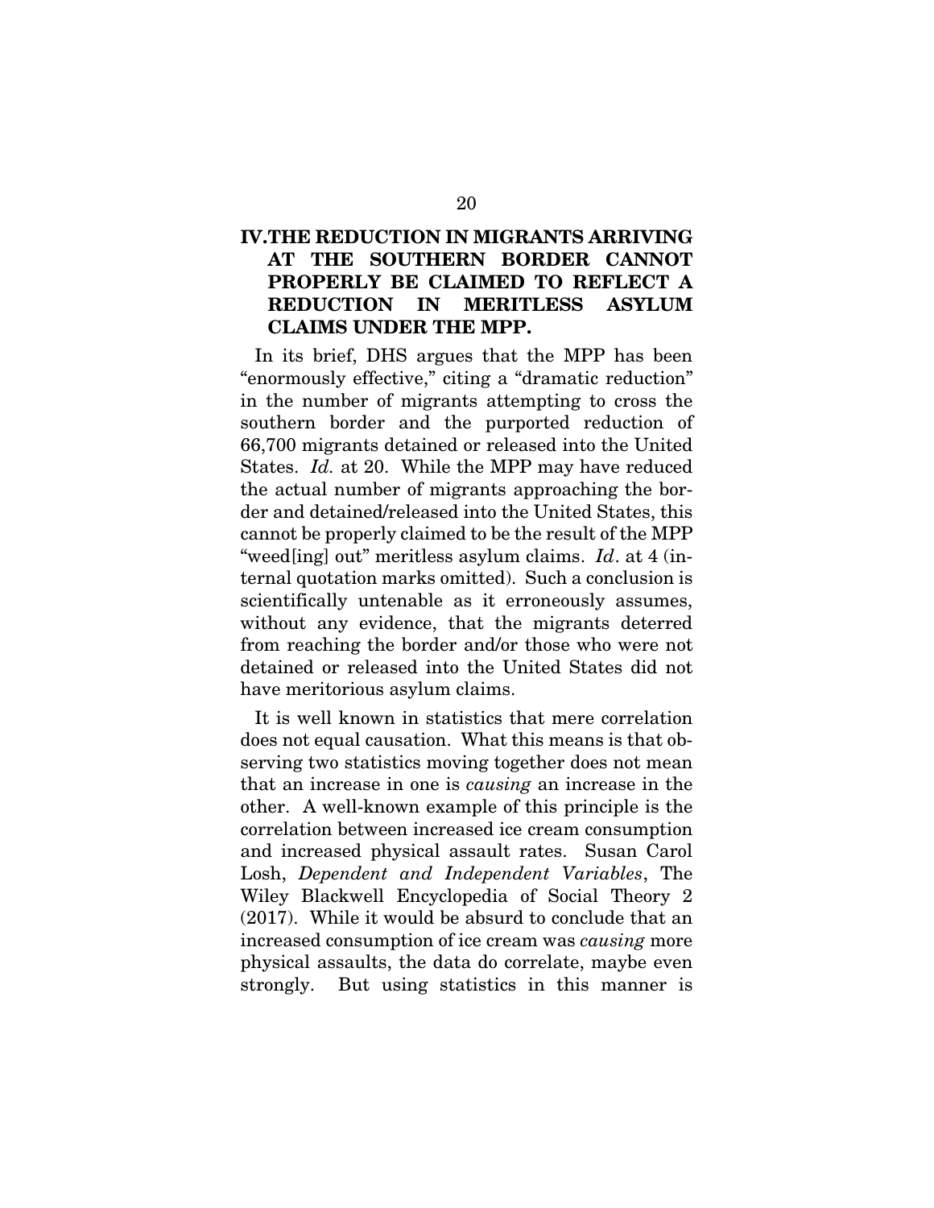## IV. THE REDUCTION IN MIGRANTS ARRIVING AT THE SOUTHERN BORDER CANNOT PROPERLY BE CLAIMED TO REFLECT A REDUCTION IN MERITLESS ASYLUM CLAIMS UNDER THE MPP.

In its brief, DHS argues that the MPP has been "enormously effective," citing a "dramatic reduction" in the number of migrants attempting to cross the southern border and the purported reduction of 66,700 migrants detained or released into the United States. *Id.* at 20. While the MPP may have reduced the actual number of migrants approaching the border and detained/released into the United States, this cannot be properly claimed to be the result of the MPP "weed[ing] out" meritless asylum claims. *Id*. at 4 (internal quotation marks omitted). Such a conclusion is scientifically untenable as it erroneously assumes, without any evidence, that the migrants deterred from reaching the border and/or those who were not detained or released into the United States did not have meritorious asylum claims.

It is well known in statistics that mere correlation does not equal causation. What this means is that observing two statistics moving together does not mean that an increase in one is *causing* an increase in the other. A well-known example of this principle is the correlation between increased ice cream consumption and increased physical assault rates. Susan Carol Losh, *Dependent and Independent Variables*, The Wiley Blackwell Encyclopedia of Social Theory 2 (2017). While it would be absurd to conclude that an increased consumption of ice cream was *causing* more physical assaults, the data do correlate, maybe even strongly. But using statistics in this manner is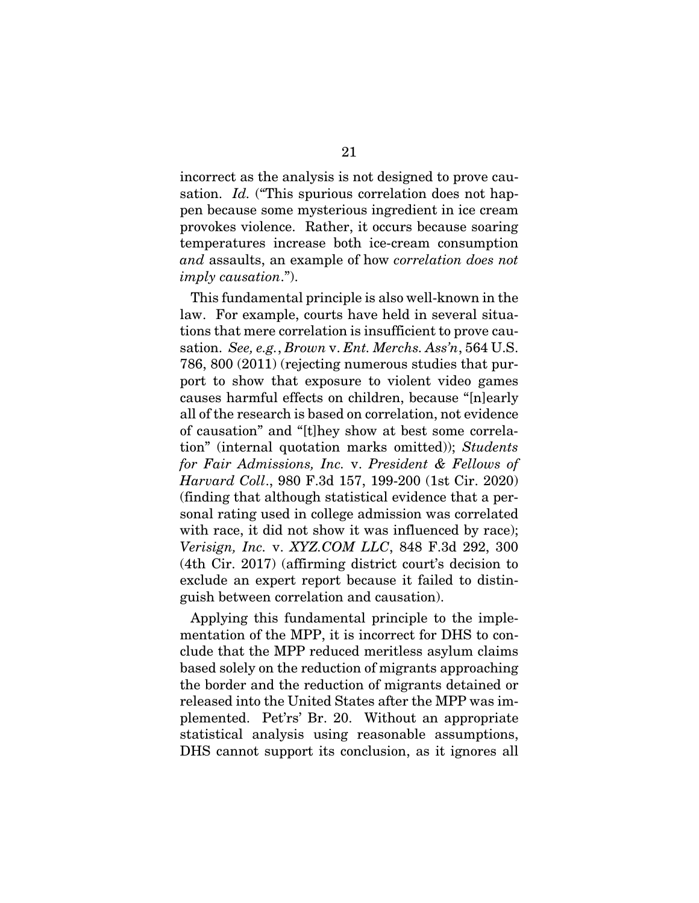incorrect as the analysis is not designed to prove causation. *Id.* ("This spurious correlation does not happen because some mysterious ingredient in ice cream provokes violence. Rather, it occurs because soaring temperatures increase both ice-cream consumption *and* assaults, an example of how *correlation does not imply causation*.").

This fundamental principle is also well-known in the law. For example, courts have held in several situations that mere correlation is insufficient to prove causation. *See, e.g.*, *Brown* v. *Ent. Merchs. Ass'n*, 564 U.S. 786, 800 (2011) (rejecting numerous studies that purport to show that exposure to violent video games causes harmful effects on children, because "[n]early all of the research is based on correlation, not evidence of causation" and "[t]hey show at best some correlation" (internal quotation marks omitted)); *Students for Fair Admissions, Inc.* v. *President & Fellows of Harvard Coll*., 980 F.3d 157, 199-200 (1st Cir. 2020) (finding that although statistical evidence that a personal rating used in college admission was correlated with race, it did not show it was influenced by race); *Verisign, Inc.* v. *XYZ.COM LLC*, 848 F.3d 292, 300 (4th Cir. 2017) (affirming district court's decision to exclude an expert report because it failed to distinguish between correlation and causation).

Applying this fundamental principle to the implementation of the MPP, it is incorrect for DHS to conclude that the MPP reduced meritless asylum claims based solely on the reduction of migrants approaching the border and the reduction of migrants detained or released into the United States after the MPP was implemented. Pet'rs' Br. 20. Without an appropriate statistical analysis using reasonable assumptions, DHS cannot support its conclusion, as it ignores all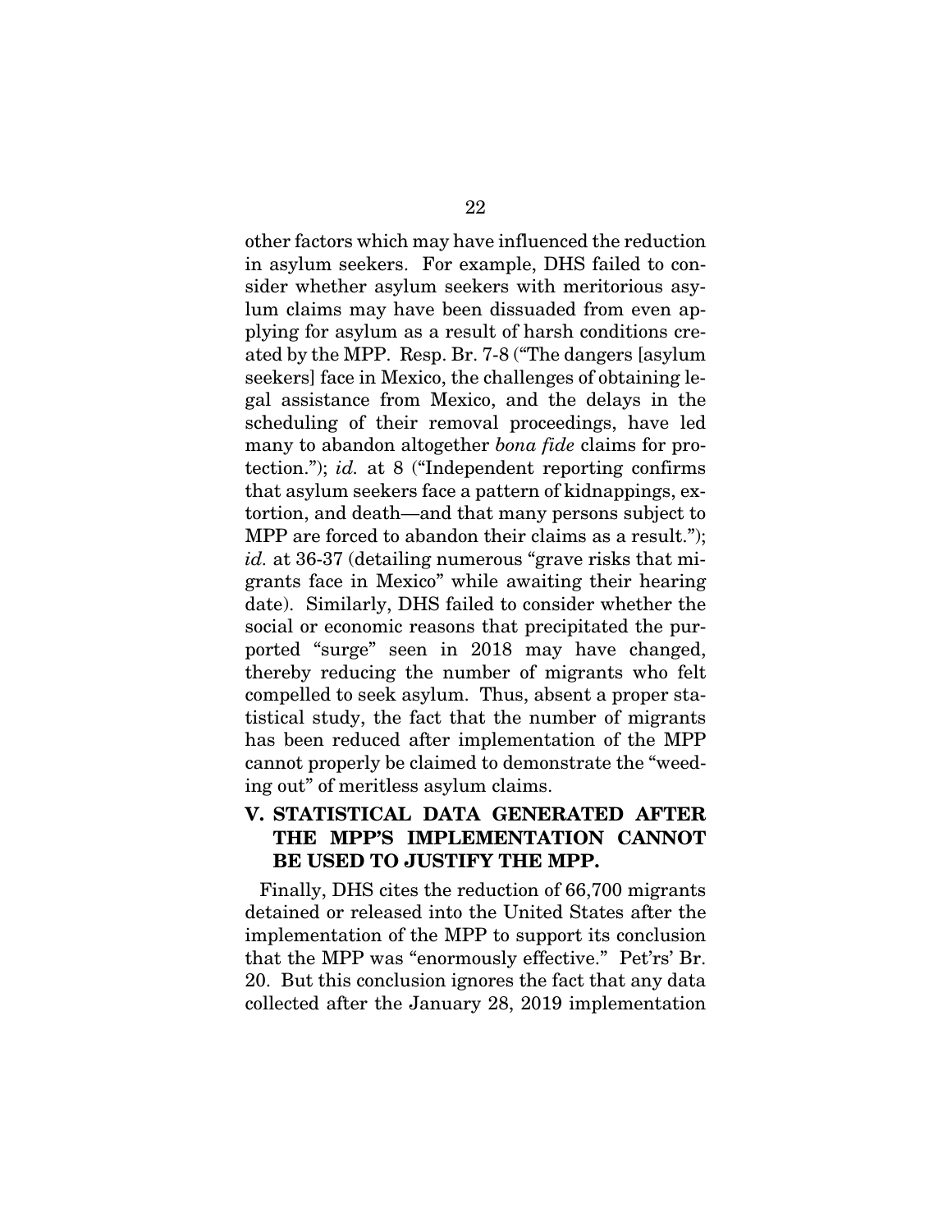other factors which may have influenced the reduction in asylum seekers. For example, DHS failed to consider whether asylum seekers with meritorious asylum claims may have been dissuaded from even applying for asylum as a result of harsh conditions created by the MPP. Resp. Br. 7-8 ("The dangers [asylum seekers] face in Mexico, the challenges of obtaining legal assistance from Mexico, and the delays in the scheduling of their removal proceedings, have led many to abandon altogether *bona fide* claims for protection."); *id.* at 8 ("Independent reporting confirms that asylum seekers face a pattern of kidnappings, extortion, and death—and that many persons subject to MPP are forced to abandon their claims as a result."); *id.* at 36-37 (detailing numerous "grave risks that migrants face in Mexico" while awaiting their hearing date). Similarly, DHS failed to consider whether the social or economic reasons that precipitated the purported "surge" seen in 2018 may have changed, thereby reducing the number of migrants who felt compelled to seek asylum. Thus, absent a proper statistical study, the fact that the number of migrants has been reduced after implementation of the MPP cannot properly be claimed to demonstrate the "weeding out" of meritless asylum claims.

## V. STATISTICAL DATA GENERATED AFTER THE MPP'S IMPLEMENTATION CANNOT BE USED TO JUSTIFY THE MPP.

Finally, DHS cites the reduction of 66,700 migrants detained or released into the United States after the implementation of the MPP to support its conclusion that the MPP was "enormously effective." Pet'rs' Br. 20. But this conclusion ignores the fact that any data collected after the January 28, 2019 implementation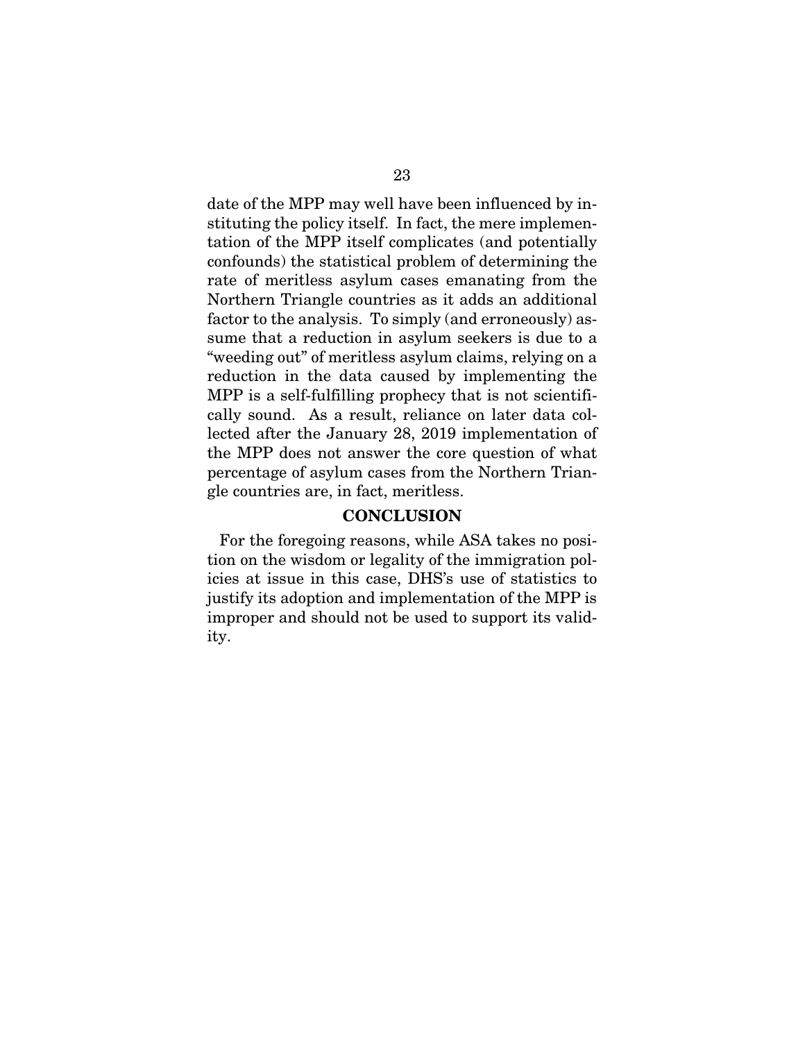date of the MPP may well have been influenced by instituting the policy itself. In fact, the mere implementation of the MPP itself complicates (and potentially confounds) the statistical problem of determining the rate of meritless asylum cases emanating from the Northern Triangle countries as it adds an additional factor to the analysis. To simply (and erroneously) assume that a reduction in asylum seekers is due to a "weeding out" of meritless asylum claims, relying on a reduction in the data caused by implementing the MPP is a self-fulfilling prophecy that is not scientifically sound. As a result, reliance on later data collected after the January 28, 2019 implementation of the MPP does not answer the core question of what percentage of asylum cases from the Northern Triangle countries are, in fact, meritless.

## CONCLUSION

For the foregoing reasons, while ASA takes no position on the wisdom or legality of the immigration policies at issue in this case, DHS's use of statistics to justify its adoption and implementation of the MPP is improper and should not be used to support its validity.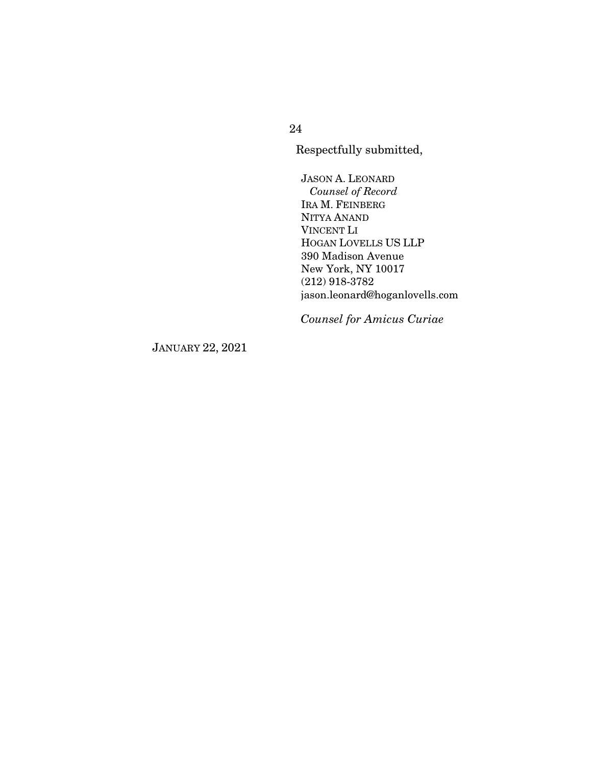Respectfully submitted,

JASON A. LEONARD
*Counsel of Record*
IRA M. FEINBERG
NITYA ANAND
VINCENT LI
HOGAN LOVELLS US LLP
390 Madison Avenue
New York, NY 10017
(212) 918-3782
jason.leonard@hoganlovells.com

*Counsel for Amicus Curiae*

JANUARY 22, 2021